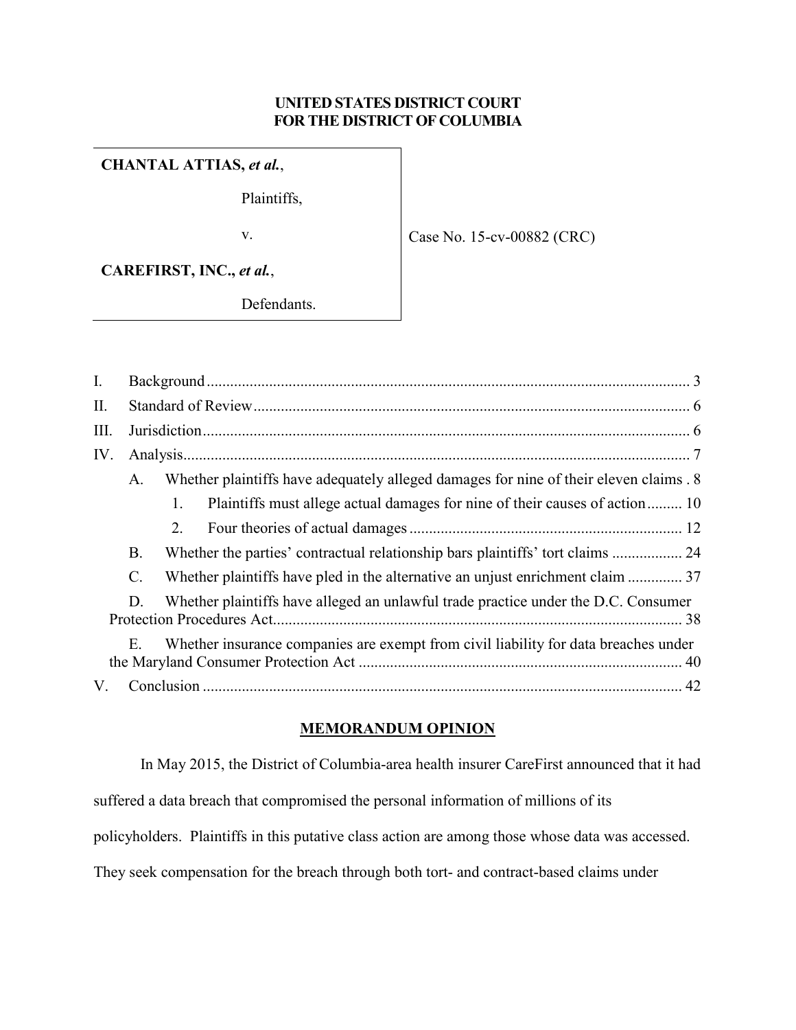**UNITED STATES DISTRICT COURT**
**FOR THE DISTRICT OF COLUMBIA**

| | |
|---|---|
| **CHANTAL ATTIAS, *et al.*,**<br><br>Plaintiffs,<br><br>v.<br><br>**CAREFIRST, INC., *et al.*,**<br><br>Defendants. | Case No. 15-cv-00882 (CRC) |

I. Background ............ 3

II. Standard of Review ............ 6

III. Jurisdiction ............ 6

IV. Analysis ............ 7

- A. Whether plaintiffs have adequately alleged damages for nine of their eleven claims . 8
  - 1. Plaintiffs must allege actual damages for nine of their causes of action ......... 10
  - 2. Four theories of actual damages ............ 12
- B. Whether the parties' contractual relationship bars plaintiffs' tort claims ............ 24
- C. Whether plaintiffs have pled in the alternative an unjust enrichment claim ............ 37
- D. Whether plaintiffs have alleged an unlawful trade practice under the D.C. Consumer Protection Procedures Act ............ 38
- E. Whether insurance companies are exempt from civil liability for data breaches under the Maryland Consumer Protection Act ............ 40

V. Conclusion ............ 42

## MEMORANDUM OPINION

In May 2015, the District of Columbia-area health insurer CareFirst announced that it had suffered a data breach that compromised the personal information of millions of its policyholders. Plaintiffs in this putative class action are among those whose data was accessed. They seek compensation for the breach through both tort- and contract-based claims under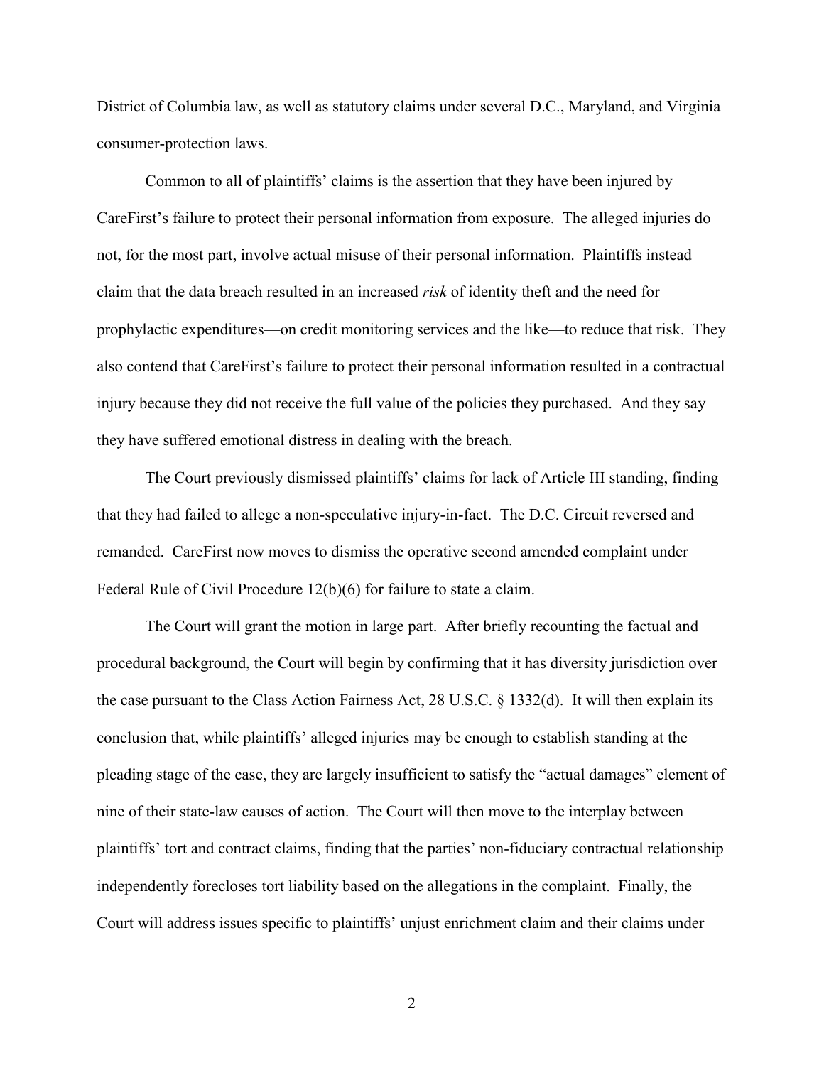District of Columbia law, as well as statutory claims under several D.C., Maryland, and Virginia consumer-protection laws.

Common to all of plaintiffs' claims is the assertion that they have been injured by CareFirst's failure to protect their personal information from exposure. The alleged injuries do not, for the most part, involve actual misuse of their personal information. Plaintiffs instead claim that the data breach resulted in an increased *risk* of identity theft and the need for prophylactic expenditures—on credit monitoring services and the like—to reduce that risk. They also contend that CareFirst's failure to protect their personal information resulted in a contractual injury because they did not receive the full value of the policies they purchased. And they say they have suffered emotional distress in dealing with the breach.

The Court previously dismissed plaintiffs' claims for lack of Article III standing, finding that they had failed to allege a non-speculative injury-in-fact. The D.C. Circuit reversed and remanded. CareFirst now moves to dismiss the operative second amended complaint under Federal Rule of Civil Procedure 12(b)(6) for failure to state a claim.

The Court will grant the motion in large part. After briefly recounting the factual and procedural background, the Court will begin by confirming that it has diversity jurisdiction over the case pursuant to the Class Action Fairness Act, 28 U.S.C. § 1332(d). It will then explain its conclusion that, while plaintiffs' alleged injuries may be enough to establish standing at the pleading stage of the case, they are largely insufficient to satisfy the "actual damages" element of nine of their state-law causes of action. The Court will then move to the interplay between plaintiffs' tort and contract claims, finding that the parties' non-fiduciary contractual relationship independently forecloses tort liability based on the allegations in the complaint. Finally, the Court will address issues specific to plaintiffs' unjust enrichment claim and their claims under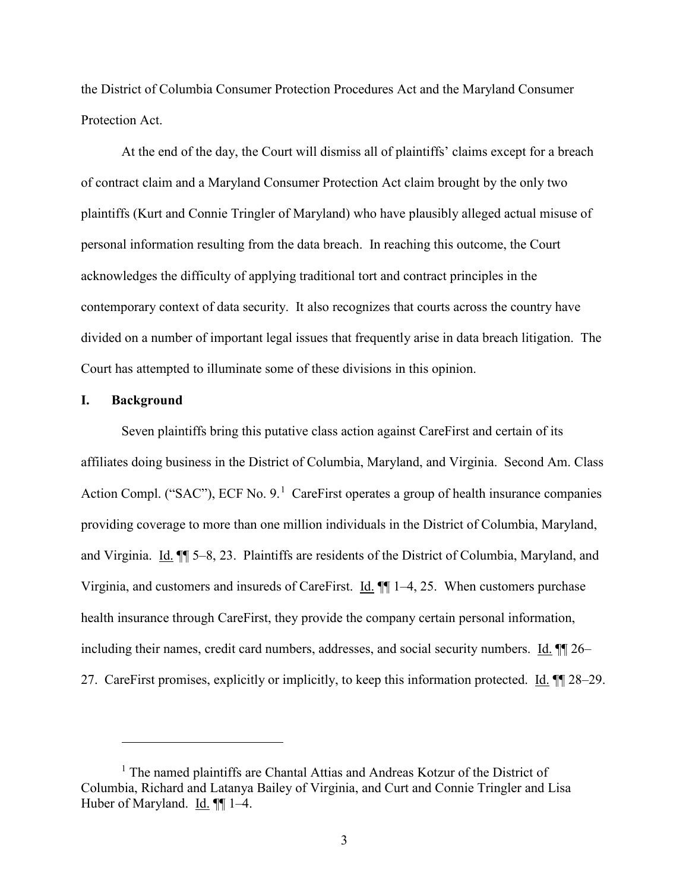the District of Columbia Consumer Protection Procedures Act and the Maryland Consumer Protection Act.

At the end of the day, the Court will dismiss all of plaintiffs' claims except for a breach of contract claim and a Maryland Consumer Protection Act claim brought by the only two plaintiffs (Kurt and Connie Tringler of Maryland) who have plausibly alleged actual misuse of personal information resulting from the data breach. In reaching this outcome, the Court acknowledges the difficulty of applying traditional tort and contract principles in the contemporary context of data security. It also recognizes that courts across the country have divided on a number of important legal issues that frequently arise in data breach litigation. The Court has attempted to illuminate some of these divisions in this opinion.

## I. Background

Seven plaintiffs bring this putative class action against CareFirst and certain of its affiliates doing business in the District of Columbia, Maryland, and Virginia. Second Am. Class Action Compl. ("SAC"), ECF No. 9.[1] CareFirst operates a group of health insurance companies providing coverage to more than one million individuals in the District of Columbia, Maryland, and Virginia. Id. ¶¶ 5–8, 23. Plaintiffs are residents of the District of Columbia, Maryland, and Virginia, and customers and insureds of CareFirst. Id. ¶¶ 1–4, 25. When customers purchase health insurance through CareFirst, they provide the company certain personal information, including their names, credit card numbers, addresses, and social security numbers. Id. ¶¶ 26–27. CareFirst promises, explicitly or implicitly, to keep this information protected. Id. ¶¶ 28–29.

---

[1] The named plaintiffs are Chantal Attias and Andreas Kotzur of the District of Columbia, Richard and Latanya Bailey of Virginia, and Curt and Connie Tringler and Lisa Huber of Maryland. Id. ¶¶ 1–4.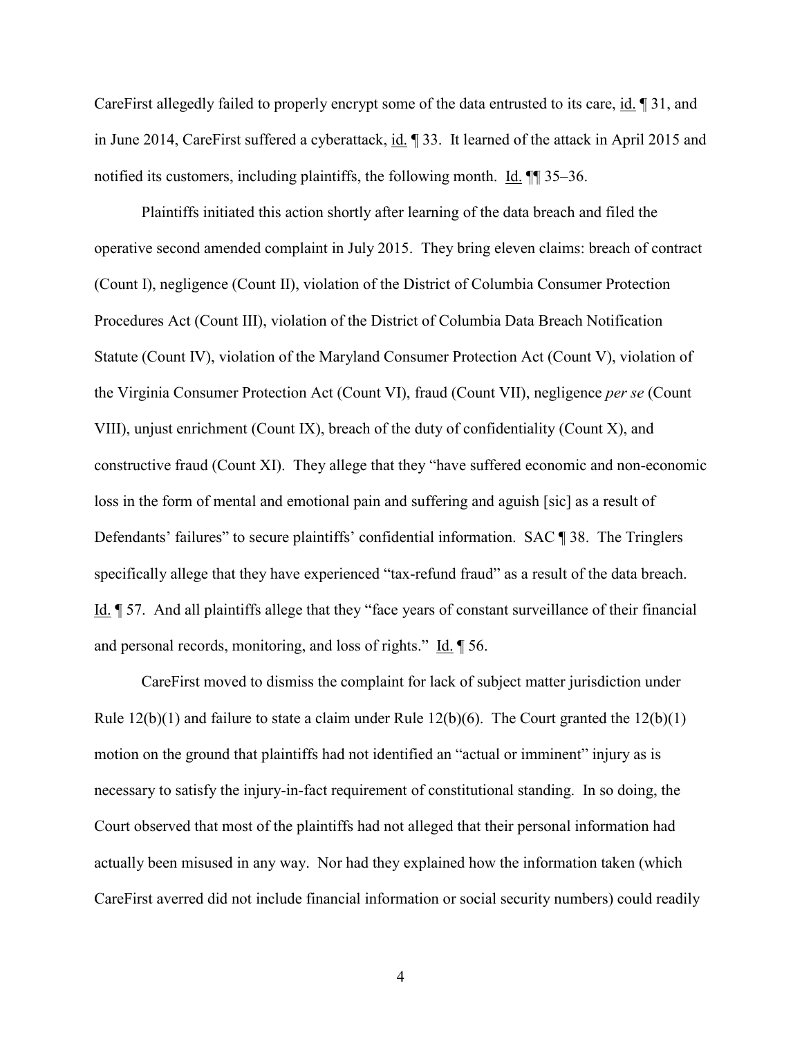CareFirst allegedly failed to properly encrypt some of the data entrusted to its care, id. ¶ 31, and in June 2014, CareFirst suffered a cyberattack, id. ¶ 33. It learned of the attack in April 2015 and notified its customers, including plaintiffs, the following month. Id. ¶¶ 35–36.

Plaintiffs initiated this action shortly after learning of the data breach and filed the operative second amended complaint in July 2015. They bring eleven claims: breach of contract (Count I), negligence (Count II), violation of the District of Columbia Consumer Protection Procedures Act (Count III), violation of the District of Columbia Data Breach Notification Statute (Count IV), violation of the Maryland Consumer Protection Act (Count V), violation of the Virginia Consumer Protection Act (Count VI), fraud (Count VII), negligence *per se* (Count VIII), unjust enrichment (Count IX), breach of the duty of confidentiality (Count X), and constructive fraud (Count XI). They allege that they "have suffered economic and non-economic loss in the form of mental and emotional pain and suffering and aguish [sic] as a result of Defendants' failures" to secure plaintiffs' confidential information. SAC ¶ 38. The Tringlers specifically allege that they have experienced "tax-refund fraud" as a result of the data breach. Id. ¶ 57. And all plaintiffs allege that they "face years of constant surveillance of their financial and personal records, monitoring, and loss of rights." Id. ¶ 56.

CareFirst moved to dismiss the complaint for lack of subject matter jurisdiction under Rule 12(b)(1) and failure to state a claim under Rule 12(b)(6). The Court granted the 12(b)(1) motion on the ground that plaintiffs had not identified an "actual or imminent" injury as is necessary to satisfy the injury-in-fact requirement of constitutional standing. In so doing, the Court observed that most of the plaintiffs had not alleged that their personal information had actually been misused in any way. Nor had they explained how the information taken (which CareFirst averred did not include financial information or social security numbers) could readily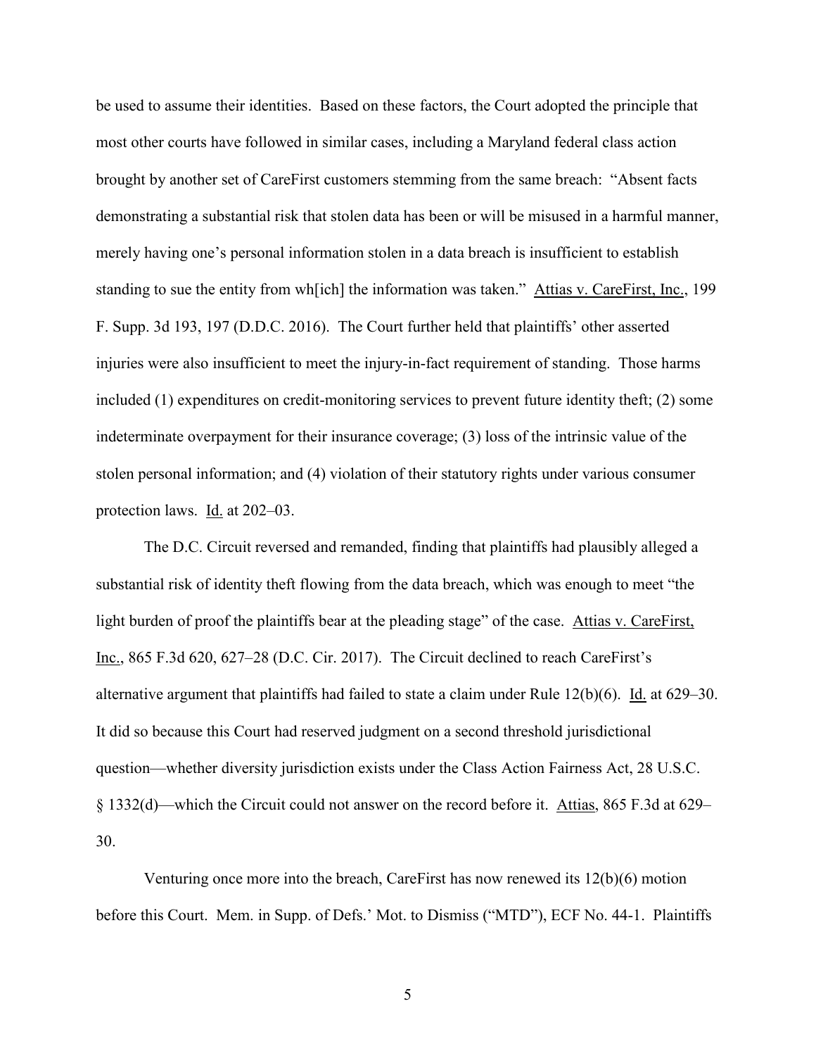be used to assume their identities. Based on these factors, the Court adopted the principle that most other courts have followed in similar cases, including a Maryland federal class action brought by another set of CareFirst customers stemming from the same breach: "Absent facts demonstrating a substantial risk that stolen data has been or will be misused in a harmful manner, merely having one's personal information stolen in a data breach is insufficient to establish standing to sue the entity from wh[ich] the information was taken." Attias v. CareFirst, Inc., 199 F. Supp. 3d 193, 197 (D.D.C. 2016). The Court further held that plaintiffs' other asserted injuries were also insufficient to meet the injury-in-fact requirement of standing. Those harms included (1) expenditures on credit-monitoring services to prevent future identity theft; (2) some indeterminate overpayment for their insurance coverage; (3) loss of the intrinsic value of the stolen personal information; and (4) violation of their statutory rights under various consumer protection laws. Id. at 202–03.

The D.C. Circuit reversed and remanded, finding that plaintiffs had plausibly alleged a substantial risk of identity theft flowing from the data breach, which was enough to meet "the light burden of proof the plaintiffs bear at the pleading stage" of the case. Attias v. CareFirst, Inc., 865 F.3d 620, 627–28 (D.C. Cir. 2017). The Circuit declined to reach CareFirst's alternative argument that plaintiffs had failed to state a claim under Rule 12(b)(6). Id. at 629–30. It did so because this Court had reserved judgment on a second threshold jurisdictional question—whether diversity jurisdiction exists under the Class Action Fairness Act, 28 U.S.C. § 1332(d)—which the Circuit could not answer on the record before it. Attias, 865 F.3d at 629–30.

Venturing once more into the breach, CareFirst has now renewed its 12(b)(6) motion before this Court. Mem. in Supp. of Defs.' Mot. to Dismiss ("MTD"), ECF No. 44-1. Plaintiffs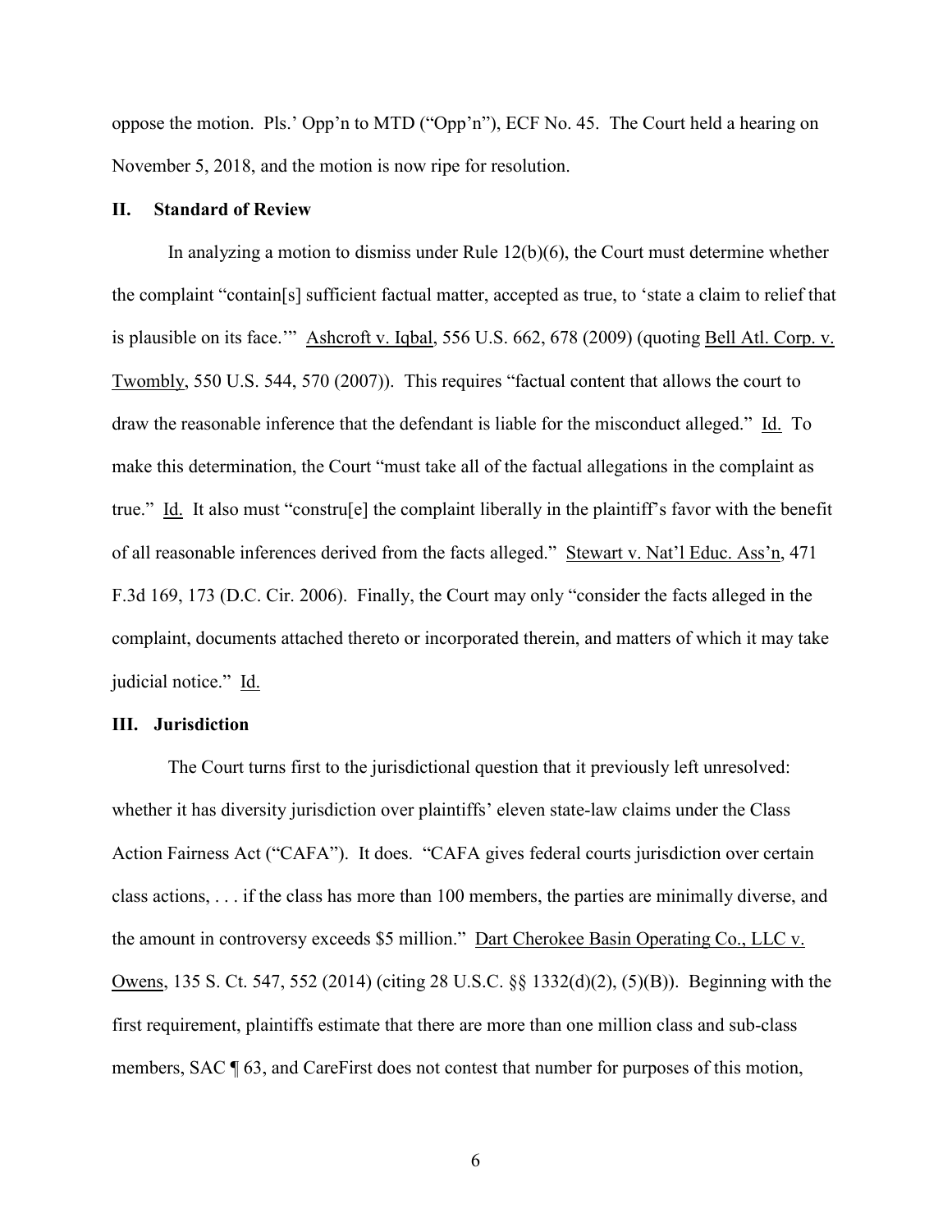oppose the motion. Pls.' Opp'n to MTD ("Opp'n"), ECF No. 45. The Court held a hearing on November 5, 2018, and the motion is now ripe for resolution.

## II. Standard of Review

In analyzing a motion to dismiss under Rule 12(b)(6), the Court must determine whether the complaint "contain[s] sufficient factual matter, accepted as true, to 'state a claim to relief that is plausible on its face.'" Ashcroft v. Iqbal, 556 U.S. 662, 678 (2009) (quoting Bell Atl. Corp. v. Twombly, 550 U.S. 544, 570 (2007)). This requires "factual content that allows the court to draw the reasonable inference that the defendant is liable for the misconduct alleged." Id. To make this determination, the Court "must take all of the factual allegations in the complaint as true." Id. It also must "constru[e] the complaint liberally in the plaintiff's favor with the benefit of all reasonable inferences derived from the facts alleged." Stewart v. Nat'l Educ. Ass'n, 471 F.3d 169, 173 (D.C. Cir. 2006). Finally, the Court may only "consider the facts alleged in the complaint, documents attached thereto or incorporated therein, and matters of which it may take judicial notice." Id.

## III. Jurisdiction

The Court turns first to the jurisdictional question that it previously left unresolved: whether it has diversity jurisdiction over plaintiffs' eleven state-law claims under the Class Action Fairness Act ("CAFA"). It does. "CAFA gives federal courts jurisdiction over certain class actions, . . . if the class has more than 100 members, the parties are minimally diverse, and the amount in controversy exceeds $5 million." Dart Cherokee Basin Operating Co., LLC v. Owens, 135 S. Ct. 547, 552 (2014) (citing 28 U.S.C. §§ 1332(d)(2), (5)(B)). Beginning with the first requirement, plaintiffs estimate that there are more than one million class and sub-class members, SAC ¶ 63, and CareFirst does not contest that number for purposes of this motion,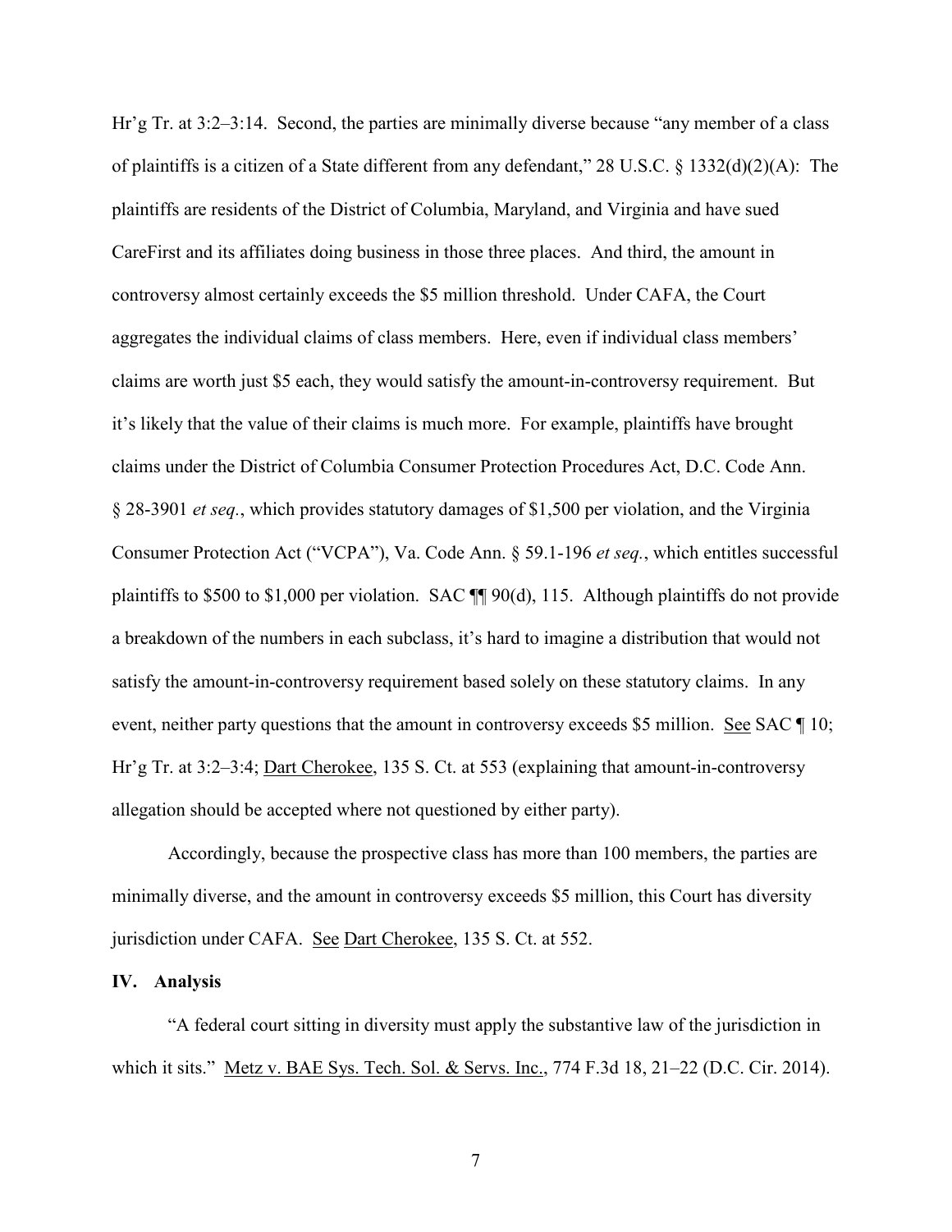Hr'g Tr. at 3:2–3:14. Second, the parties are minimally diverse because "any member of a class of plaintiffs is a citizen of a State different from any defendant," 28 U.S.C. § 1332(d)(2)(A): The plaintiffs are residents of the District of Columbia, Maryland, and Virginia and have sued CareFirst and its affiliates doing business in those three places. And third, the amount in controversy almost certainly exceeds the $5 million threshold. Under CAFA, the Court aggregates the individual claims of class members. Here, even if individual class members' claims are worth just $5 each, they would satisfy the amount-in-controversy requirement. But it's likely that the value of their claims is much more. For example, plaintiffs have brought claims under the District of Columbia Consumer Protection Procedures Act, D.C. Code Ann. § 28-3901 *et seq.*, which provides statutory damages of $1,500 per violation, and the Virginia Consumer Protection Act ("VCPA"), Va. Code Ann. § 59.1-196 *et seq.*, which entitles successful plaintiffs to $500 to $1,000 per violation. SAC ¶¶ 90(d), 115. Although plaintiffs do not provide a breakdown of the numbers in each subclass, it's hard to imagine a distribution that would not satisfy the amount-in-controversy requirement based solely on these statutory claims. In any event, neither party questions that the amount in controversy exceeds $5 million. See SAC ¶ 10; Hr'g Tr. at 3:2–3:4; Dart Cherokee, 135 S. Ct. at 553 (explaining that amount-in-controversy allegation should be accepted where not questioned by either party).

Accordingly, because the prospective class has more than 100 members, the parties are minimally diverse, and the amount in controversy exceeds $5 million, this Court has diversity jurisdiction under CAFA. See Dart Cherokee, 135 S. Ct. at 552.

## IV. Analysis

"A federal court sitting in diversity must apply the substantive law of the jurisdiction in which it sits." Metz v. BAE Sys. Tech. Sol. & Servs. Inc., 774 F.3d 18, 21–22 (D.C. Cir. 2014).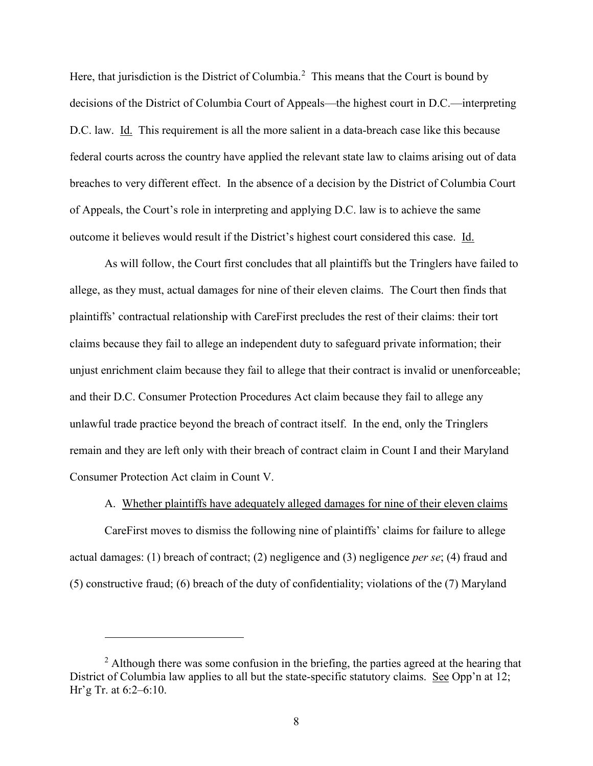Here, that jurisdiction is the District of Columbia.[2] This means that the Court is bound by decisions of the District of Columbia Court of Appeals—the highest court in D.C.—interpreting D.C. law. Id. This requirement is all the more salient in a data-breach case like this because federal courts across the country have applied the relevant state law to claims arising out of data breaches to very different effect. In the absence of a decision by the District of Columbia Court of Appeals, the Court's role in interpreting and applying D.C. law is to achieve the same outcome it believes would result if the District's highest court considered this case. Id.

As will follow, the Court first concludes that all plaintiffs but the Tringlers have failed to allege, as they must, actual damages for nine of their eleven claims. The Court then finds that plaintiffs' contractual relationship with CareFirst precludes the rest of their claims: their tort claims because they fail to allege an independent duty to safeguard private information; their unjust enrichment claim because they fail to allege that their contract is invalid or unenforceable; and their D.C. Consumer Protection Procedures Act claim because they fail to allege any unlawful trade practice beyond the breach of contract itself. In the end, only the Tringlers remain and they are left only with their breach of contract claim in Count I and their Maryland Consumer Protection Act claim in Count V.

A. Whether plaintiffs have adequately alleged damages for nine of their eleven claims

CareFirst moves to dismiss the following nine of plaintiffs' claims for failure to allege actual damages: (1) breach of contract; (2) negligence and (3) negligence *per se*; (4) fraud and (5) constructive fraud; (6) breach of the duty of confidentiality; violations of the (7) Maryland

---

[2] Although there was some confusion in the briefing, the parties agreed at the hearing that District of Columbia law applies to all but the state-specific statutory claims. See Opp'n at 12; Hr'g Tr. at 6:2–6:10.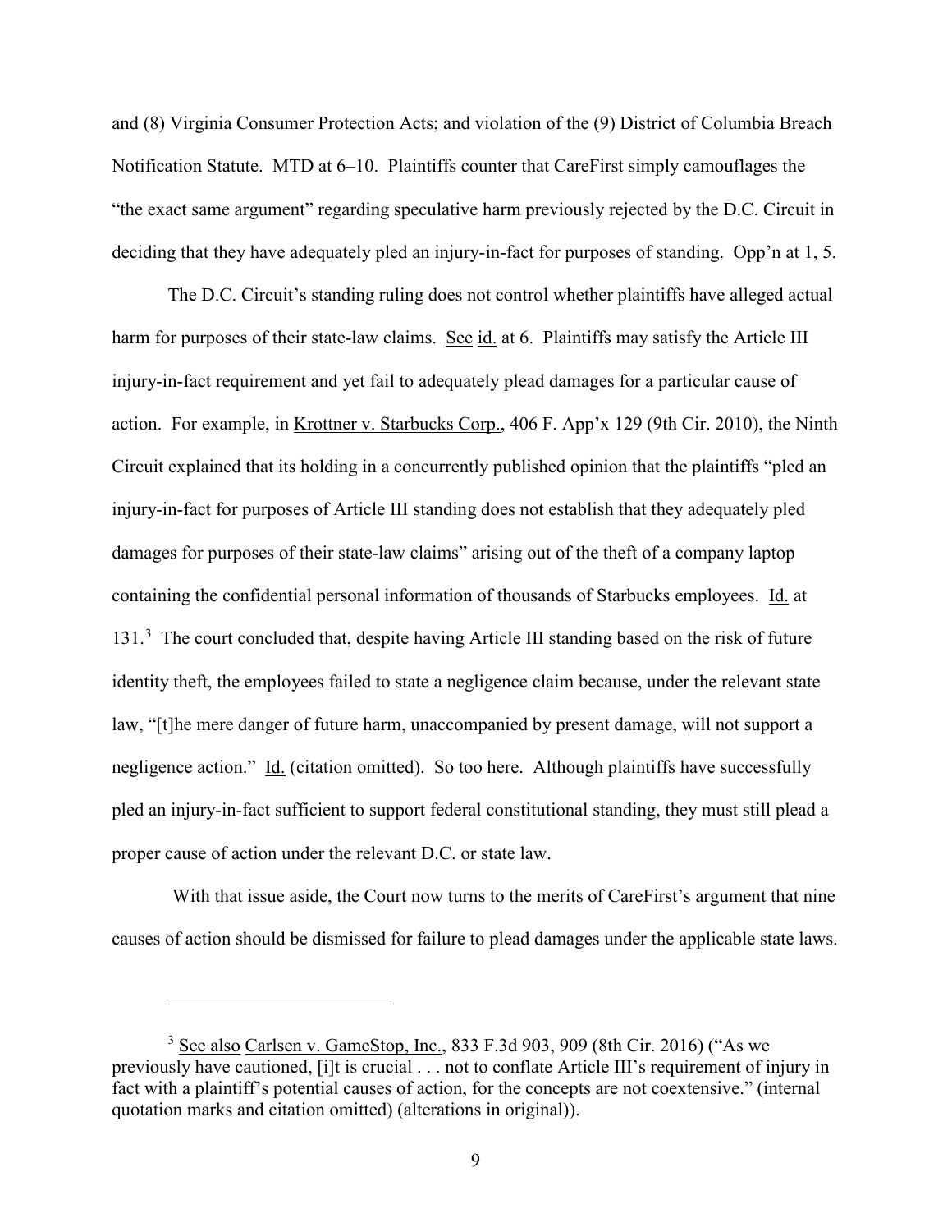and (8) Virginia Consumer Protection Acts; and violation of the (9) District of Columbia Breach Notification Statute. MTD at 6–10. Plaintiffs counter that CareFirst simply camouflages the "the exact same argument" regarding speculative harm previously rejected by the D.C. Circuit in deciding that they have adequately pled an injury-in-fact for purposes of standing. Opp'n at 1, 5.

The D.C. Circuit's standing ruling does not control whether plaintiffs have alleged actual harm for purposes of their state-law claims. See id. at 6. Plaintiffs may satisfy the Article III injury-in-fact requirement and yet fail to adequately plead damages for a particular cause of action. For example, in Krottner v. Starbucks Corp., 406 F. App'x 129 (9th Cir. 2010), the Ninth Circuit explained that its holding in a concurrently published opinion that the plaintiffs "pled an injury-in-fact for purposes of Article III standing does not establish that they adequately pled damages for purposes of their state-law claims" arising out of the theft of a company laptop containing the confidential personal information of thousands of Starbucks employees. Id. at 131.[3] The court concluded that, despite having Article III standing based on the risk of future identity theft, the employees failed to state a negligence claim because, under the relevant state law, "[t]he mere danger of future harm, unaccompanied by present damage, will not support a negligence action." Id. (citation omitted). So too here. Although plaintiffs have successfully pled an injury-in-fact sufficient to support federal constitutional standing, they must still plead a proper cause of action under the relevant D.C. or state law.

With that issue aside, the Court now turns to the merits of CareFirst's argument that nine causes of action should be dismissed for failure to plead damages under the applicable state laws.

---

[3] See also Carlsen v. GameStop, Inc., 833 F.3d 903, 909 (8th Cir. 2016) ("As we previously have cautioned, [i]t is crucial . . . not to conflate Article III's requirement of injury in fact with a plaintiff's potential causes of action, for the concepts are not coextensive." (internal quotation marks and citation omitted) (alterations in original)).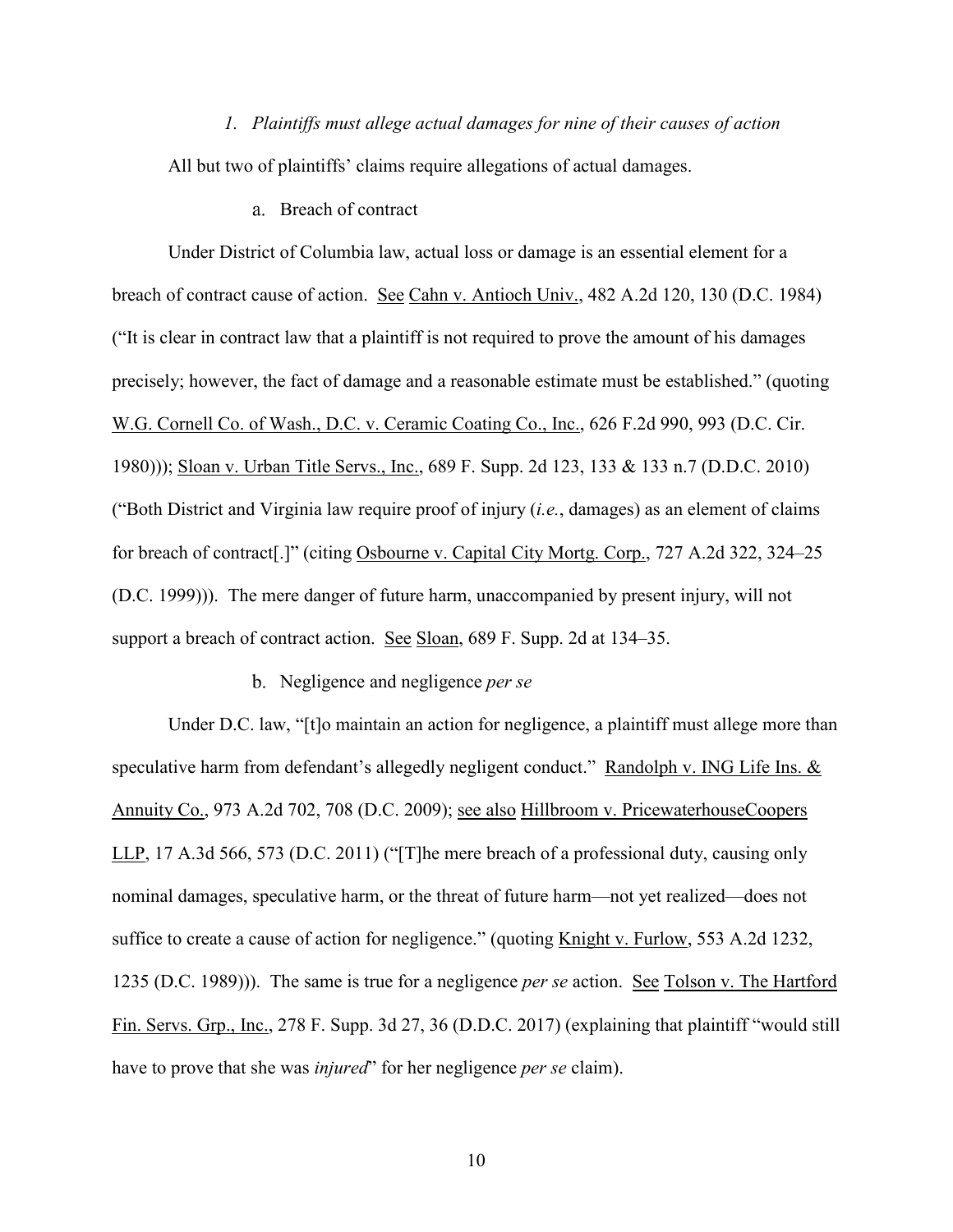### *1. Plaintiffs must allege actual damages for nine of their causes of action*

All but two of plaintiffs' claims require allegations of actual damages.

#### a. Breach of contract

Under District of Columbia law, actual loss or damage is an essential element for a breach of contract cause of action. See Cahn v. Antioch Univ., 482 A.2d 120, 130 (D.C. 1984) ("It is clear in contract law that a plaintiff is not required to prove the amount of his damages precisely; however, the fact of damage and a reasonable estimate must be established." (quoting W.G. Cornell Co. of Wash., D.C. v. Ceramic Coating Co., Inc., 626 F.2d 990, 993 (D.C. Cir. 1980))); Sloan v. Urban Title Servs., Inc., 689 F. Supp. 2d 123, 133 & 133 n.7 (D.D.C. 2010) ("Both District and Virginia law require proof of injury (*i.e.*, damages) as an element of claims for breach of contract[.]" (citing Osbourne v. Capital City Mortg. Corp., 727 A.2d 322, 324–25 (D.C. 1999))). The mere danger of future harm, unaccompanied by present injury, will not support a breach of contract action. See Sloan, 689 F. Supp. 2d at 134–35.

#### b. Negligence and negligence *per se*

Under D.C. law, "[t]o maintain an action for negligence, a plaintiff must allege more than speculative harm from defendant's allegedly negligent conduct." Randolph v. ING Life Ins. & Annuity Co., 973 A.2d 702, 708 (D.C. 2009); see also Hillbroom v. PricewaterhouseCoopers LLP, 17 A.3d 566, 573 (D.C. 2011) ("[T]he mere breach of a professional duty, causing only nominal damages, speculative harm, or the threat of future harm—not yet realized—does not suffice to create a cause of action for negligence." (quoting Knight v. Furlow, 553 A.2d 1232, 1235 (D.C. 1989))). The same is true for a negligence *per se* action. See Tolson v. The Hartford Fin. Servs. Grp., Inc., 278 F. Supp. 3d 27, 36 (D.D.C. 2017) (explaining that plaintiff "would still have to prove that she was *injured*" for her negligence *per se* claim).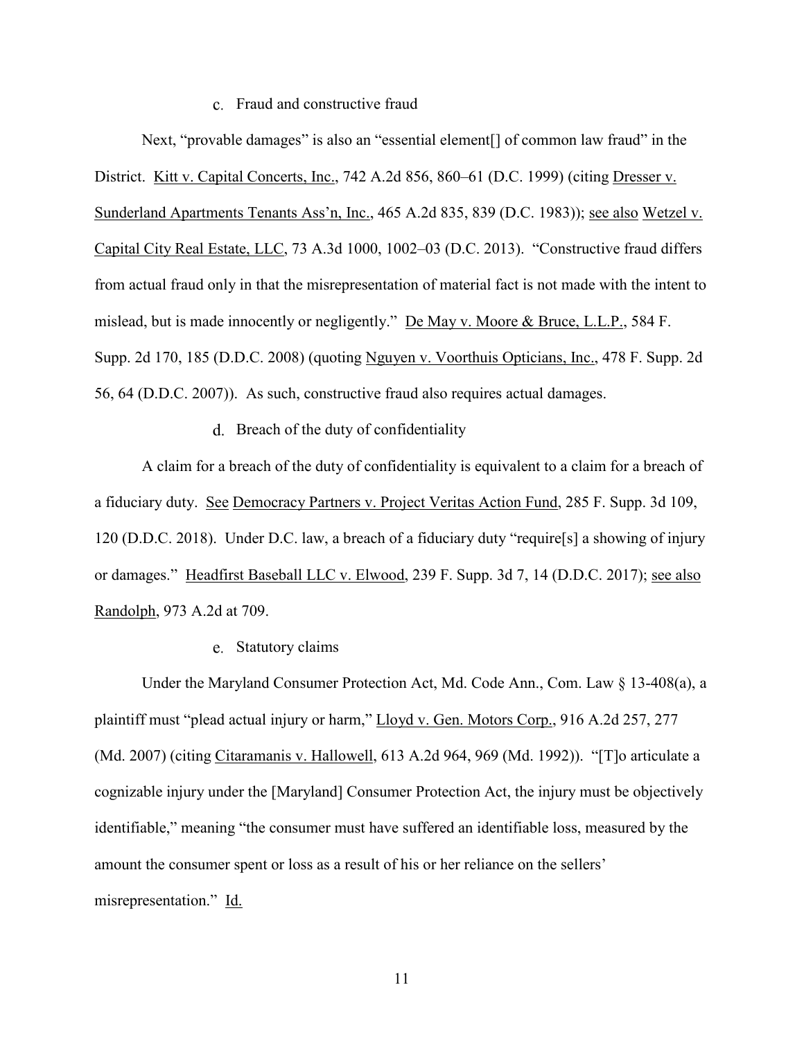### c. Fraud and constructive fraud

Next, "provable damages" is also an "essential element[] of common law fraud" in the District. Kitt v. Capital Concerts, Inc., 742 A.2d 856, 860–61 (D.C. 1999) (citing Dresser v. Sunderland Apartments Tenants Ass'n, Inc., 465 A.2d 835, 839 (D.C. 1983)); see also Wetzel v. Capital City Real Estate, LLC, 73 A.3d 1000, 1002–03 (D.C. 2013). "Constructive fraud differs from actual fraud only in that the misrepresentation of material fact is not made with the intent to mislead, but is made innocently or negligently." De May v. Moore & Bruce, L.L.P., 584 F. Supp. 2d 170, 185 (D.D.C. 2008) (quoting Nguyen v. Voorthuis Opticians, Inc., 478 F. Supp. 2d 56, 64 (D.D.C. 2007)). As such, constructive fraud also requires actual damages.

### d. Breach of the duty of confidentiality

A claim for a breach of the duty of confidentiality is equivalent to a claim for a breach of a fiduciary duty. See Democracy Partners v. Project Veritas Action Fund, 285 F. Supp. 3d 109, 120 (D.D.C. 2018). Under D.C. law, a breach of a fiduciary duty "require[s] a showing of injury or damages." Headfirst Baseball LLC v. Elwood, 239 F. Supp. 3d 7, 14 (D.D.C. 2017); see also Randolph, 973 A.2d at 709.

### e. Statutory claims

Under the Maryland Consumer Protection Act, Md. Code Ann., Com. Law § 13-408(a), a plaintiff must "plead actual injury or harm," Lloyd v. Gen. Motors Corp., 916 A.2d 257, 277 (Md. 2007) (citing Citaramanis v. Hallowell, 613 A.2d 964, 969 (Md. 1992)). "[T]o articulate a cognizable injury under the [Maryland] Consumer Protection Act, the injury must be objectively identifiable," meaning "the consumer must have suffered an identifiable loss, measured by the amount the consumer spent or loss as a result of his or her reliance on the sellers' misrepresentation." Id.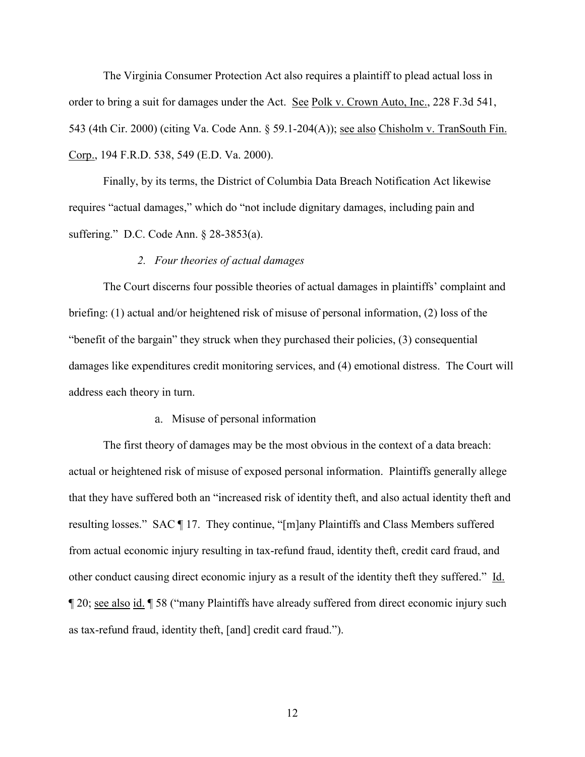The Virginia Consumer Protection Act also requires a plaintiff to plead actual loss in order to bring a suit for damages under the Act. See Polk v. Crown Auto, Inc., 228 F.3d 541, 543 (4th Cir. 2000) (citing Va. Code Ann. § 59.1-204(A)); see also Chisholm v. TranSouth Fin. Corp., 194 F.R.D. 538, 549 (E.D. Va. 2000).

Finally, by its terms, the District of Columbia Data Breach Notification Act likewise requires "actual damages," which do "not include dignitary damages, including pain and suffering." D.C. Code Ann. § 28-3853(a).

*2. Four theories of actual damages*

The Court discerns four possible theories of actual damages in plaintiffs' complaint and briefing: (1) actual and/or heightened risk of misuse of personal information, (2) loss of the "benefit of the bargain" they struck when they purchased their policies, (3) consequential damages like expenditures credit monitoring services, and (4) emotional distress. The Court will address each theory in turn.

a. Misuse of personal information

The first theory of damages may be the most obvious in the context of a data breach: actual or heightened risk of misuse of exposed personal information. Plaintiffs generally allege that they have suffered both an "increased risk of identity theft, and also actual identity theft and resulting losses." SAC ¶ 17. They continue, "[m]any Plaintiffs and Class Members suffered from actual economic injury resulting in tax-refund fraud, identity theft, credit card fraud, and other conduct causing direct economic injury as a result of the identity theft they suffered." Id. ¶ 20; see also id. ¶ 58 ("many Plaintiffs have already suffered from direct economic injury such as tax-refund fraud, identity theft, [and] credit card fraud.").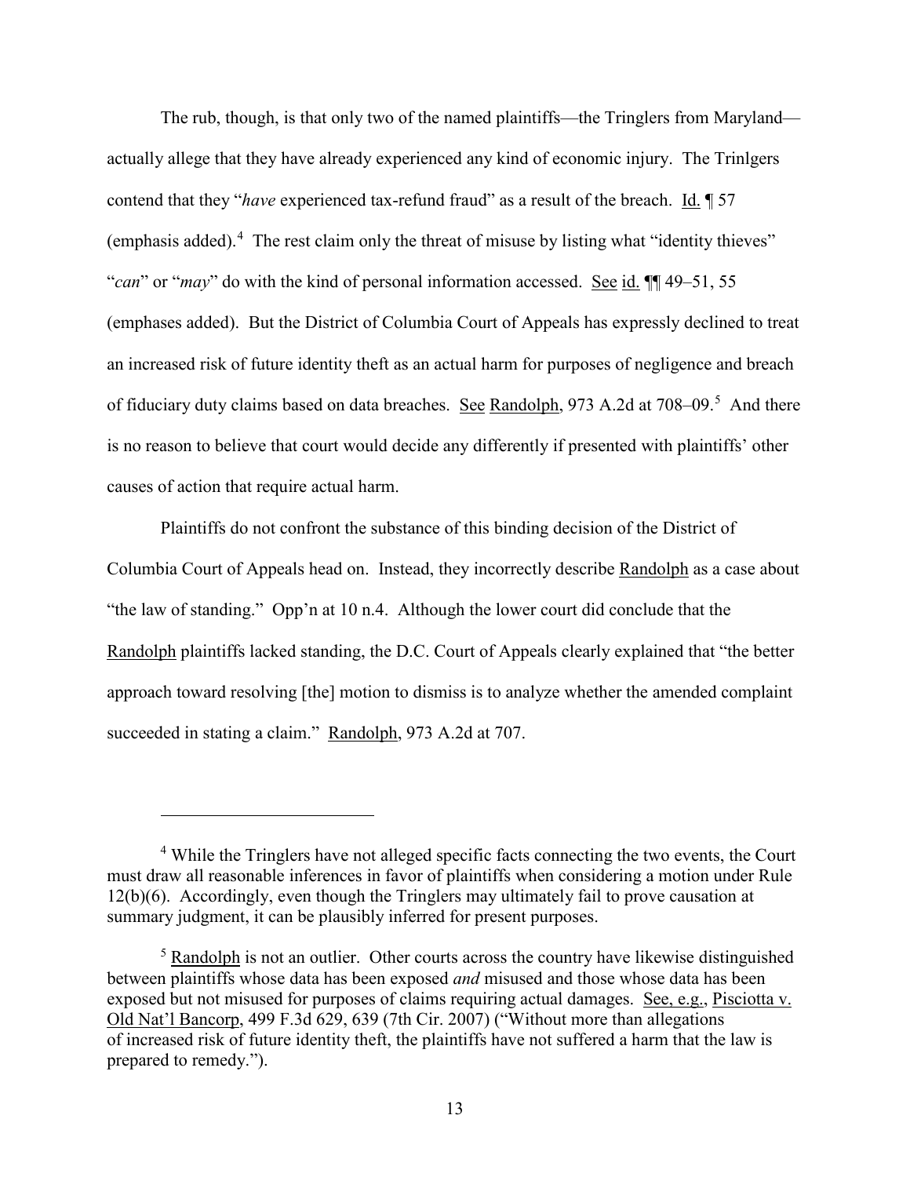The rub, though, is that only two of the named plaintiffs—the Tringlers from Maryland—actually allege that they have already experienced any kind of economic injury. The Trinlgers contend that they "*have* experienced tax-refund fraud" as a result of the breach. Id. ¶ 57 (emphasis added).[4] The rest claim only the threat of misuse by listing what "identity thieves" "*can*" or "*may*" do with the kind of personal information accessed. See id. ¶¶ 49–51, 55 (emphases added). But the District of Columbia Court of Appeals has expressly declined to treat an increased risk of future identity theft as an actual harm for purposes of negligence and breach of fiduciary duty claims based on data breaches. See Randolph, 973 A.2d at 708–09.[5] And there is no reason to believe that court would decide any differently if presented with plaintiffs' other causes of action that require actual harm.

Plaintiffs do not confront the substance of this binding decision of the District of Columbia Court of Appeals head on. Instead, they incorrectly describe Randolph as a case about "the law of standing." Opp'n at 10 n.4. Although the lower court did conclude that the Randolph plaintiffs lacked standing, the D.C. Court of Appeals clearly explained that "the better approach toward resolving [the] motion to dismiss is to analyze whether the amended complaint succeeded in stating a claim." Randolph, 973 A.2d at 707.

---

[4] While the Tringlers have not alleged specific facts connecting the two events, the Court must draw all reasonable inferences in favor of plaintiffs when considering a motion under Rule 12(b)(6). Accordingly, even though the Tringlers may ultimately fail to prove causation at summary judgment, it can be plausibly inferred for present purposes.

[5] Randolph is not an outlier. Other courts across the country have likewise distinguished between plaintiffs whose data has been exposed *and* misused and those whose data has been exposed but not misused for purposes of claims requiring actual damages. See, e.g., Pisciotta v. Old Nat'l Bancorp, 499 F.3d 629, 639 (7th Cir. 2007) ("Without more than allegations of increased risk of future identity theft, the plaintiffs have not suffered a harm that the law is prepared to remedy.").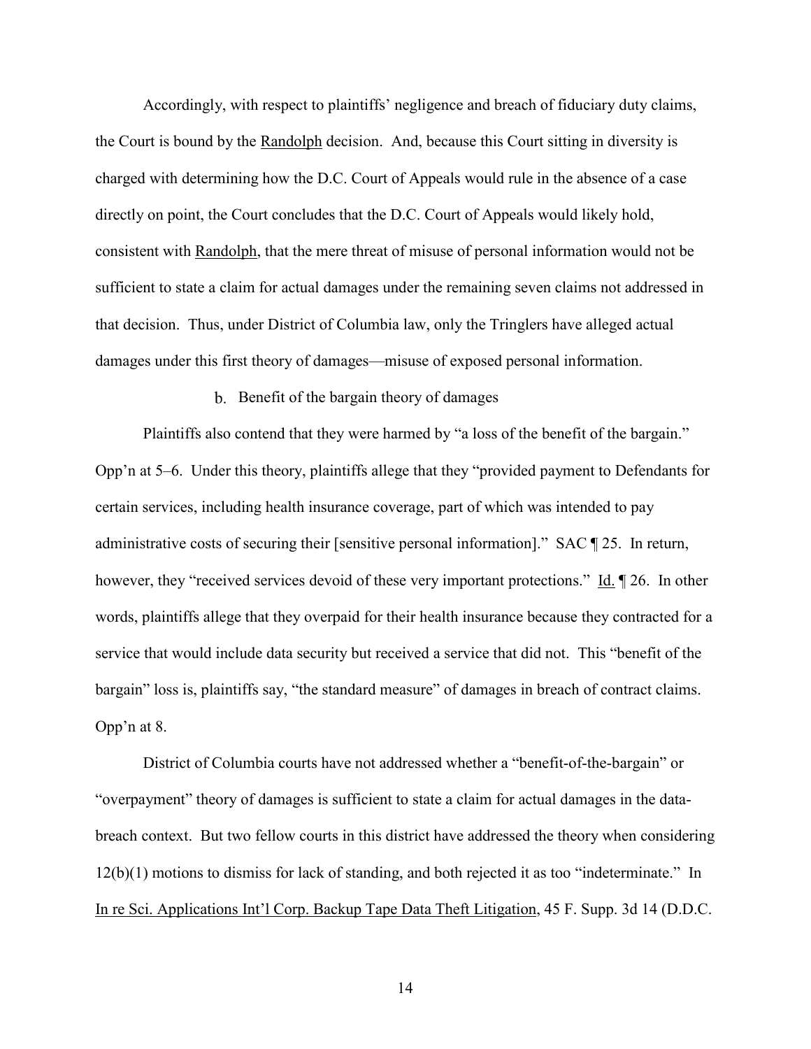Accordingly, with respect to plaintiffs' negligence and breach of fiduciary duty claims, the Court is bound by the Randolph decision. And, because this Court sitting in diversity is charged with determining how the D.C. Court of Appeals would rule in the absence of a case directly on point, the Court concludes that the D.C. Court of Appeals would likely hold, consistent with Randolph, that the mere threat of misuse of personal information would not be sufficient to state a claim for actual damages under the remaining seven claims not addressed in that decision. Thus, under District of Columbia law, only the Tringlers have alleged actual damages under this first theory of damages—misuse of exposed personal information.

b. Benefit of the bargain theory of damages

Plaintiffs also contend that they were harmed by "a loss of the benefit of the bargain." Opp'n at 5–6. Under this theory, plaintiffs allege that they "provided payment to Defendants for certain services, including health insurance coverage, part of which was intended to pay administrative costs of securing their [sensitive personal information]." SAC ¶ 25. In return, however, they "received services devoid of these very important protections." Id. ¶ 26. In other words, plaintiffs allege that they overpaid for their health insurance because they contracted for a service that would include data security but received a service that did not. This "benefit of the bargain" loss is, plaintiffs say, "the standard measure" of damages in breach of contract claims. Opp'n at 8.

District of Columbia courts have not addressed whether a "benefit-of-the-bargain" or "overpayment" theory of damages is sufficient to state a claim for actual damages in the data-breach context. But two fellow courts in this district have addressed the theory when considering 12(b)(1) motions to dismiss for lack of standing, and both rejected it as too "indeterminate." In In re Sci. Applications Int'l Corp. Backup Tape Data Theft Litigation, 45 F. Supp. 3d 14 (D.D.C.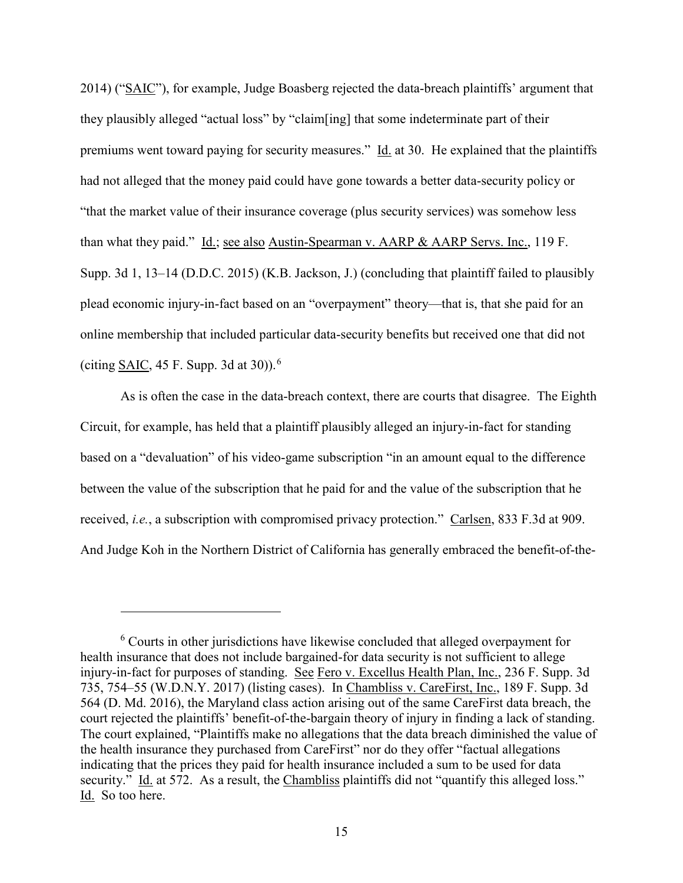2014) ("SAIC"), for example, Judge Boasberg rejected the data-breach plaintiffs' argument that they plausibly alleged "actual loss" by "claim[ing] that some indeterminate part of their premiums went toward paying for security measures." Id. at 30. He explained that the plaintiffs had not alleged that the money paid could have gone towards a better data-security policy or "that the market value of their insurance coverage (plus security services) was somehow less than what they paid." Id.; see also Austin-Spearman v. AARP & AARP Servs. Inc., 119 F. Supp. 3d 1, 13–14 (D.D.C. 2015) (K.B. Jackson, J.) (concluding that plaintiff failed to plausibly plead economic injury-in-fact based on an "overpayment" theory—that is, that she paid for an online membership that included particular data-security benefits but received one that did not (citing SAIC, 45 F. Supp. 3d at 30)).[6]

As is often the case in the data-breach context, there are courts that disagree. The Eighth Circuit, for example, has held that a plaintiff plausibly alleged an injury-in-fact for standing based on a "devaluation" of his video-game subscription "in an amount equal to the difference between the value of the subscription that he paid for and the value of the subscription that he received, *i.e.*, a subscription with compromised privacy protection." Carlsen, 833 F.3d at 909. And Judge Koh in the Northern District of California has generally embraced the benefit-of-the-

---

[6] Courts in other jurisdictions have likewise concluded that alleged overpayment for health insurance that does not include bargained-for data security is not sufficient to allege injury-in-fact for purposes of standing. See Fero v. Excellus Health Plan, Inc., 236 F. Supp. 3d 735, 754–55 (W.D.N.Y. 2017) (listing cases). In Chambliss v. CareFirst, Inc., 189 F. Supp. 3d 564 (D. Md. 2016), the Maryland class action arising out of the same CareFirst data breach, the court rejected the plaintiffs' benefit-of-the-bargain theory of injury in finding a lack of standing. The court explained, "Plaintiffs make no allegations that the data breach diminished the value of the health insurance they purchased from CareFirst" nor do they offer "factual allegations indicating that the prices they paid for health insurance included a sum to be used for data security." Id. at 572. As a result, the Chambliss plaintiffs did not "quantify this alleged loss." Id. So too here.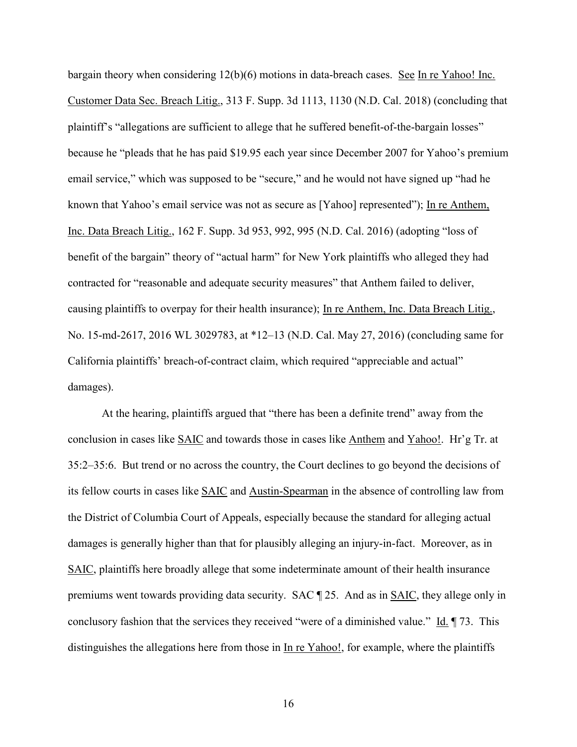bargain theory when considering 12(b)(6) motions in data-breach cases. See In re Yahoo! Inc. Customer Data Sec. Breach Litig., 313 F. Supp. 3d 1113, 1130 (N.D. Cal. 2018) (concluding that plaintiff's "allegations are sufficient to allege that he suffered benefit-of-the-bargain losses" because he "pleads that he has paid $19.95 each year since December 2007 for Yahoo's premium email service," which was supposed to be "secure," and he would not have signed up "had he known that Yahoo's email service was not as secure as [Yahoo] represented"); In re Anthem, Inc. Data Breach Litig., 162 F. Supp. 3d 953, 992, 995 (N.D. Cal. 2016) (adopting "loss of benefit of the bargain" theory of "actual harm" for New York plaintiffs who alleged they had contracted for "reasonable and adequate security measures" that Anthem failed to deliver, causing plaintiffs to overpay for their health insurance); In re Anthem, Inc. Data Breach Litig., No. 15-md-2617, 2016 WL 3029783, at *12–13 (N.D. Cal. May 27, 2016) (concluding same for California plaintiffs' breach-of-contract claim, which required "appreciable and actual" damages).

At the hearing, plaintiffs argued that "there has been a definite trend" away from the conclusion in cases like SAIC and towards those in cases like Anthem and Yahoo!. Hr'g Tr. at 35:2–35:6. But trend or no across the country, the Court declines to go beyond the decisions of its fellow courts in cases like SAIC and Austin-Spearman in the absence of controlling law from the District of Columbia Court of Appeals, especially because the standard for alleging actual damages is generally higher than that for plausibly alleging an injury-in-fact. Moreover, as in SAIC, plaintiffs here broadly allege that some indeterminate amount of their health insurance premiums went towards providing data security. SAC ¶ 25. And as in SAIC, they allege only in conclusory fashion that the services they received "were of a diminished value." Id. ¶ 73. This distinguishes the allegations here from those in In re Yahoo!, for example, where the plaintiffs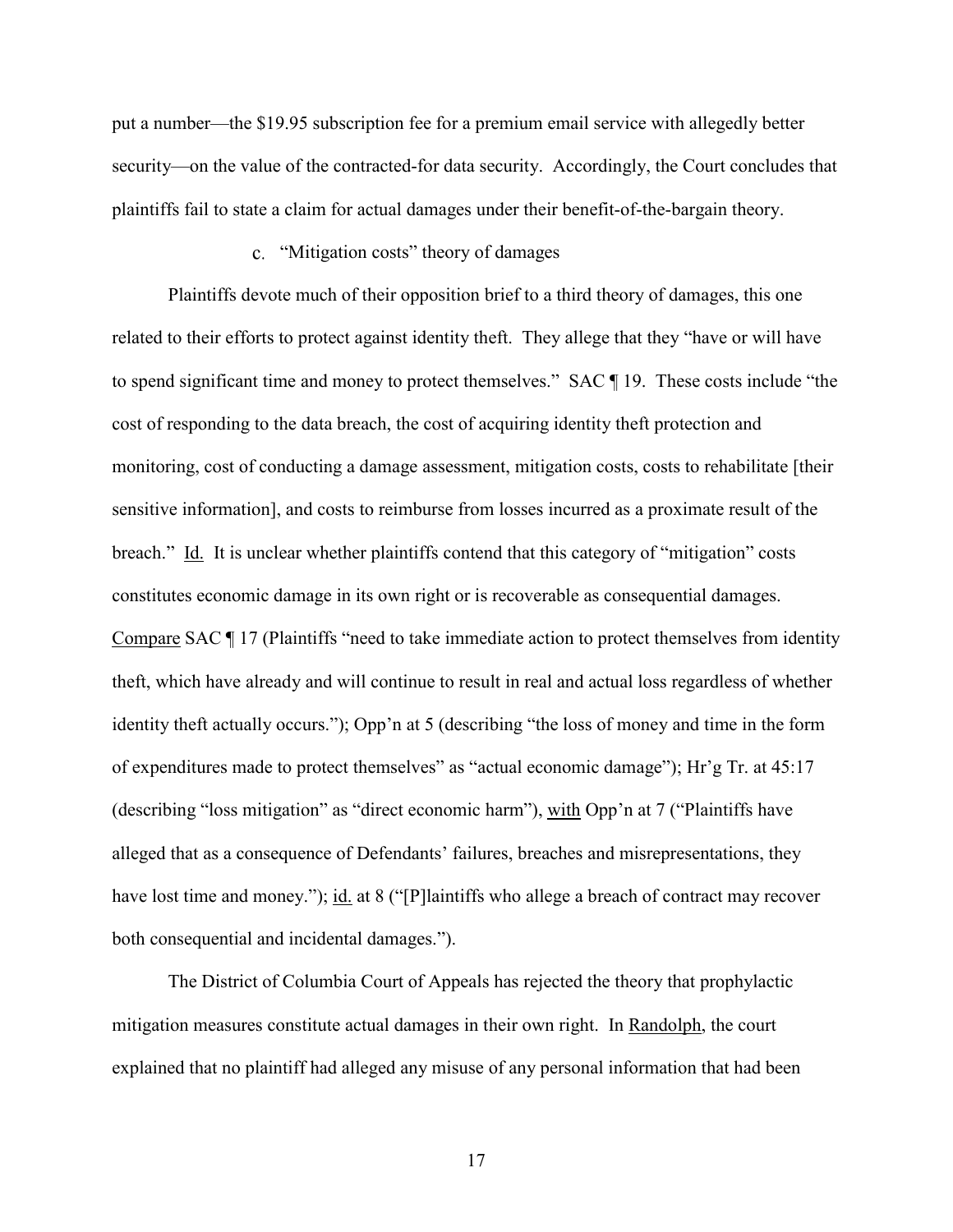put a number—the $19.95 subscription fee for a premium email service with allegedly better security—on the value of the contracted-for data security. Accordingly, the Court concludes that plaintiffs fail to state a claim for actual damages under their benefit-of-the-bargain theory.

#### c. "Mitigation costs" theory of damages

Plaintiffs devote much of their opposition brief to a third theory of damages, this one related to their efforts to protect against identity theft. They allege that they "have or will have to spend significant time and money to protect themselves." SAC ¶ 19. These costs include "the cost of responding to the data breach, the cost of acquiring identity theft protection and monitoring, cost of conducting a damage assessment, mitigation costs, costs to rehabilitate [their sensitive information], and costs to reimburse from losses incurred as a proximate result of the breach." Id. It is unclear whether plaintiffs contend that this category of "mitigation" costs constitutes economic damage in its own right or is recoverable as consequential damages. Compare SAC ¶ 17 (Plaintiffs "need to take immediate action to protect themselves from identity theft, which have already and will continue to result in real and actual loss regardless of whether identity theft actually occurs."); Opp'n at 5 (describing "the loss of money and time in the form of expenditures made to protect themselves" as "actual economic damage"); Hr'g Tr. at 45:17 (describing "loss mitigation" as "direct economic harm"), with Opp'n at 7 ("Plaintiffs have alleged that as a consequence of Defendants' failures, breaches and misrepresentations, they have lost time and money."); id. at 8 ("[P]laintiffs who allege a breach of contract may recover both consequential and incidental damages.").

The District of Columbia Court of Appeals has rejected the theory that prophylactic mitigation measures constitute actual damages in their own right. In Randolph, the court explained that no plaintiff had alleged any misuse of any personal information that had been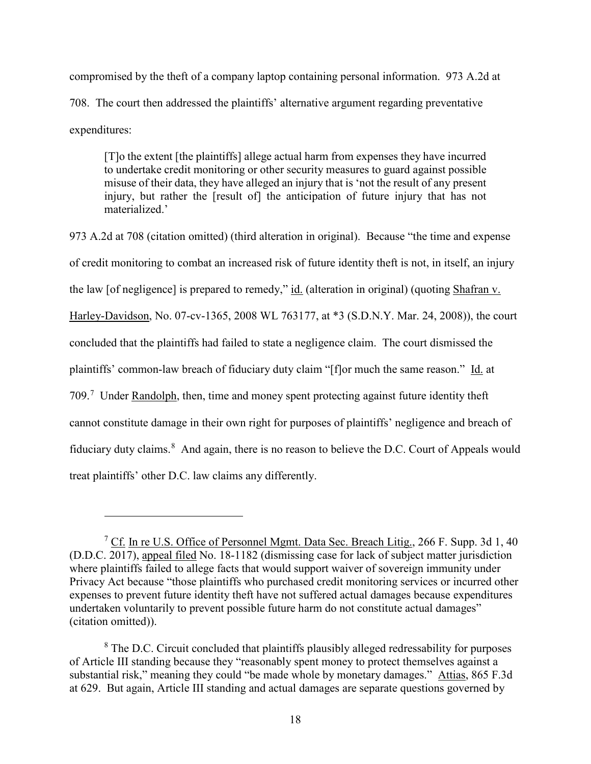compromised by the theft of a company laptop containing personal information. 973 A.2d at 708. The court then addressed the plaintiffs' alternative argument regarding preventative expenditures:

> [T]o the extent [the plaintiffs] allege actual harm from expenses they have incurred to undertake credit monitoring or other security measures to guard against possible misuse of their data, they have alleged an injury that is 'not the result of any present injury, but rather the [result of] the anticipation of future injury that has not materialized.'

973 A.2d at 708 (citation omitted) (third alteration in original). Because "the time and expense of credit monitoring to combat an increased risk of future identity theft is not, in itself, an injury the law [of negligence] is prepared to remedy," id. (alteration in original) (quoting Shafran v. Harley-Davidson, No. 07-cv-1365, 2008 WL 763177, at *3 (S.D.N.Y. Mar. 24, 2008)), the court concluded that the plaintiffs had failed to state a negligence claim. The court dismissed the plaintiffs' common-law breach of fiduciary duty claim "[f]or much the same reason." Id. at 709.[7] Under Randolph, then, time and money spent protecting against future identity theft cannot constitute damage in their own right for purposes of plaintiffs' negligence and breach of fiduciary duty claims.[8] And again, there is no reason to believe the D.C. Court of Appeals would treat plaintiffs' other D.C. law claims any differently.

---

[7] Cf. In re U.S. Office of Personnel Mgmt. Data Sec. Breach Litig., 266 F. Supp. 3d 1, 40 (D.D.C. 2017), appeal filed No. 18-1182 (dismissing case for lack of subject matter jurisdiction where plaintiffs failed to allege facts that would support waiver of sovereign immunity under Privacy Act because "those plaintiffs who purchased credit monitoring services or incurred other expenses to prevent future identity theft have not suffered actual damages because expenditures undertaken voluntarily to prevent possible future harm do not constitute actual damages" (citation omitted)).

[8] The D.C. Circuit concluded that plaintiffs plausibly alleged redressability for purposes of Article III standing because they "reasonably spent money to protect themselves against a substantial risk," meaning they could "be made whole by monetary damages." Attias, 865 F.3d at 629. But again, Article III standing and actual damages are separate questions governed by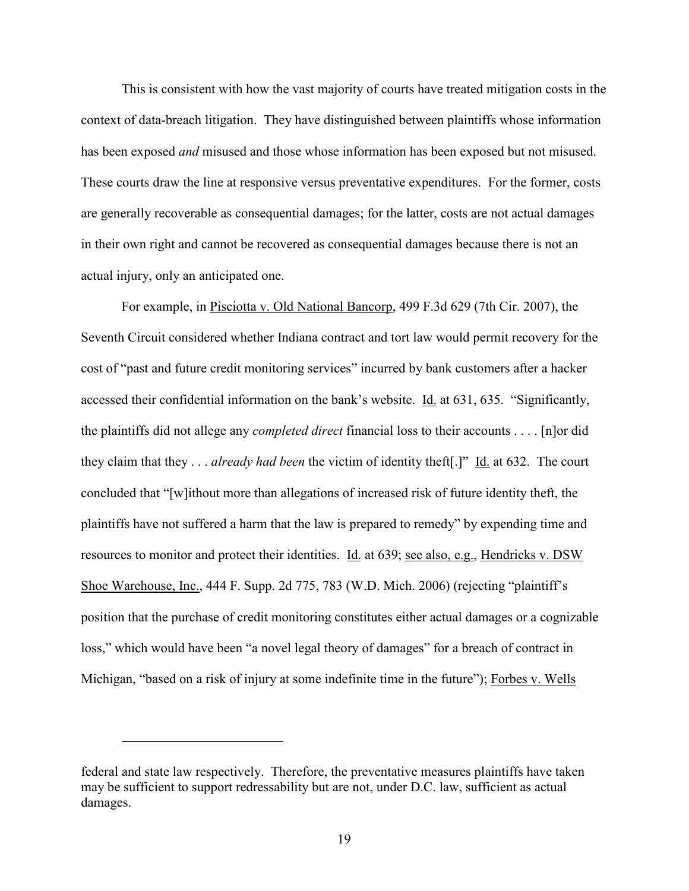This is consistent with how the vast majority of courts have treated mitigation costs in the context of data-breach litigation. They have distinguished between plaintiffs whose information has been exposed *and* misused and those whose information has been exposed but not misused. These courts draw the line at responsive versus preventative expenditures. For the former, costs are generally recoverable as consequential damages; for the latter, costs are not actual damages in their own right and cannot be recovered as consequential damages because there is not an actual injury, only an anticipated one.

For example, in Pisciotta v. Old National Bancorp, 499 F.3d 629 (7th Cir. 2007), the Seventh Circuit considered whether Indiana contract and tort law would permit recovery for the cost of "past and future credit monitoring services" incurred by bank customers after a hacker accessed their confidential information on the bank's website. Id. at 631, 635. "Significantly, the plaintiffs did not allege any *completed direct* financial loss to their accounts . . . . [n]or did they claim that they . . . *already had been* the victim of identity theft[.]" Id. at 632. The court concluded that "[w]ithout more than allegations of increased risk of future identity theft, the plaintiffs have not suffered a harm that the law is prepared to remedy" by expending time and resources to monitor and protect their identities. Id. at 639; see also, e.g., Hendricks v. DSW Shoe Warehouse, Inc., 444 F. Supp. 2d 775, 783 (W.D. Mich. 2006) (rejecting "plaintiff's position that the purchase of credit monitoring constitutes either actual damages or a cognizable loss," which would have been "a novel legal theory of damages" for a breach of contract in Michigan, "based on a risk of injury at some indefinite time in the future"); Forbes v. Wells

---

federal and state law respectively. Therefore, the preventative measures plaintiffs have taken may be sufficient to support redressability but are not, under D.C. law, sufficient as actual damages.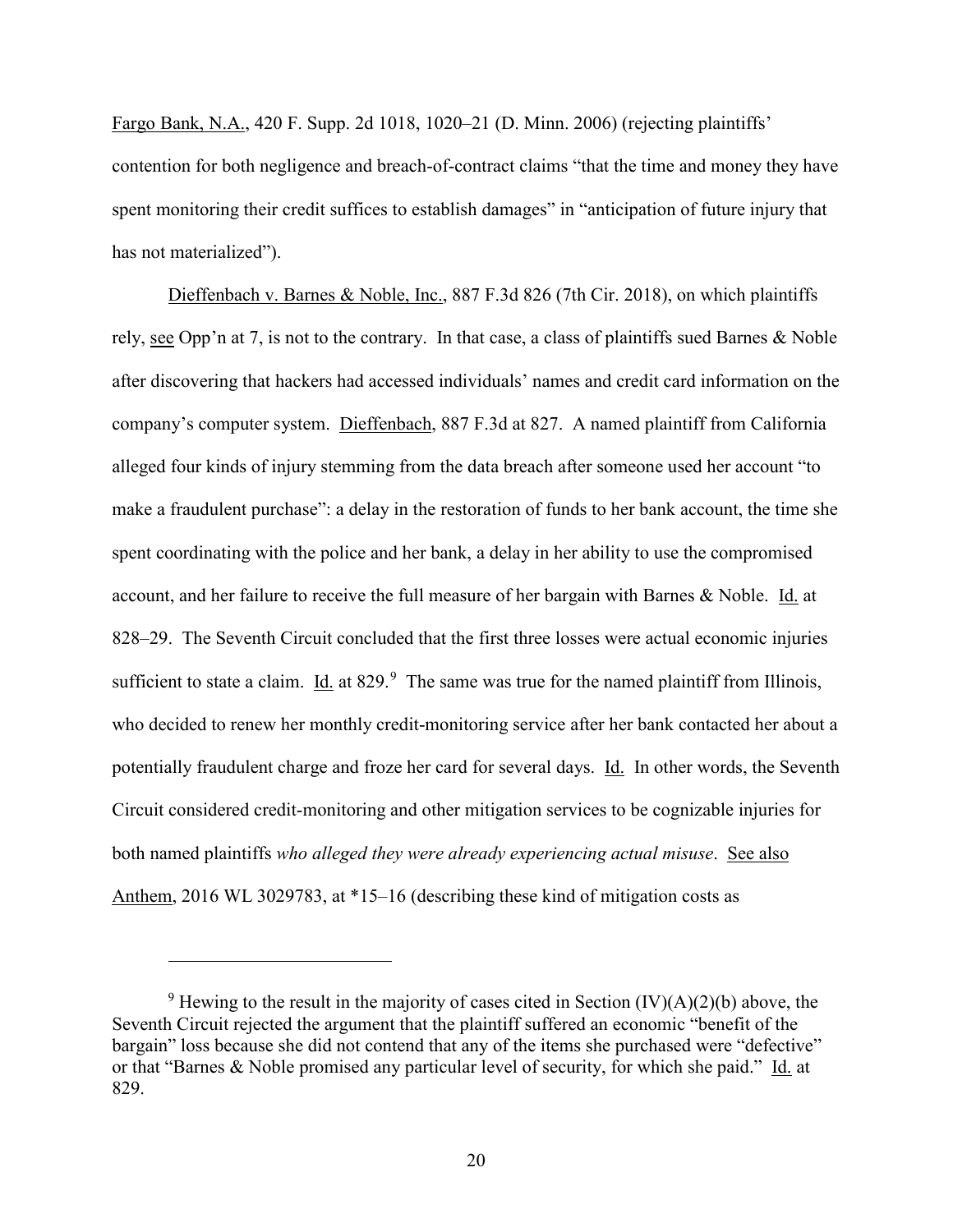Fargo Bank, N.A., 420 F. Supp. 2d 1018, 1020–21 (D. Minn. 2006) (rejecting plaintiffs' contention for both negligence and breach-of-contract claims "that the time and money they have spent monitoring their credit suffices to establish damages" in "anticipation of future injury that has not materialized").

Dieffenbach v. Barnes & Noble, Inc., 887 F.3d 826 (7th Cir. 2018), on which plaintiffs rely, see Opp'n at 7, is not to the contrary. In that case, a class of plaintiffs sued Barnes & Noble after discovering that hackers had accessed individuals' names and credit card information on the company's computer system. Dieffenbach, 887 F.3d at 827. A named plaintiff from California alleged four kinds of injury stemming from the data breach after someone used her account "to make a fraudulent purchase": a delay in the restoration of funds to her bank account, the time she spent coordinating with the police and her bank, a delay in her ability to use the compromised account, and her failure to receive the full measure of her bargain with Barnes & Noble. Id. at 828–29. The Seventh Circuit concluded that the first three losses were actual economic injuries sufficient to state a claim. Id. at 829.[9] The same was true for the named plaintiff from Illinois, who decided to renew her monthly credit-monitoring service after her bank contacted her about a potentially fraudulent charge and froze her card for several days. Id. In other words, the Seventh Circuit considered credit-monitoring and other mitigation services to be cognizable injuries for both named plaintiffs *who alleged they were already experiencing actual misuse*. See also Anthem, 2016 WL 3029783, at *15–16 (describing these kind of mitigation costs as

---

[9] Hewing to the result in the majority of cases cited in Section (IV)(A)(2)(b) above, the Seventh Circuit rejected the argument that the plaintiff suffered an economic "benefit of the bargain" loss because she did not contend that any of the items she purchased were "defective" or that "Barnes & Noble promised any particular level of security, for which she paid." Id. at 829.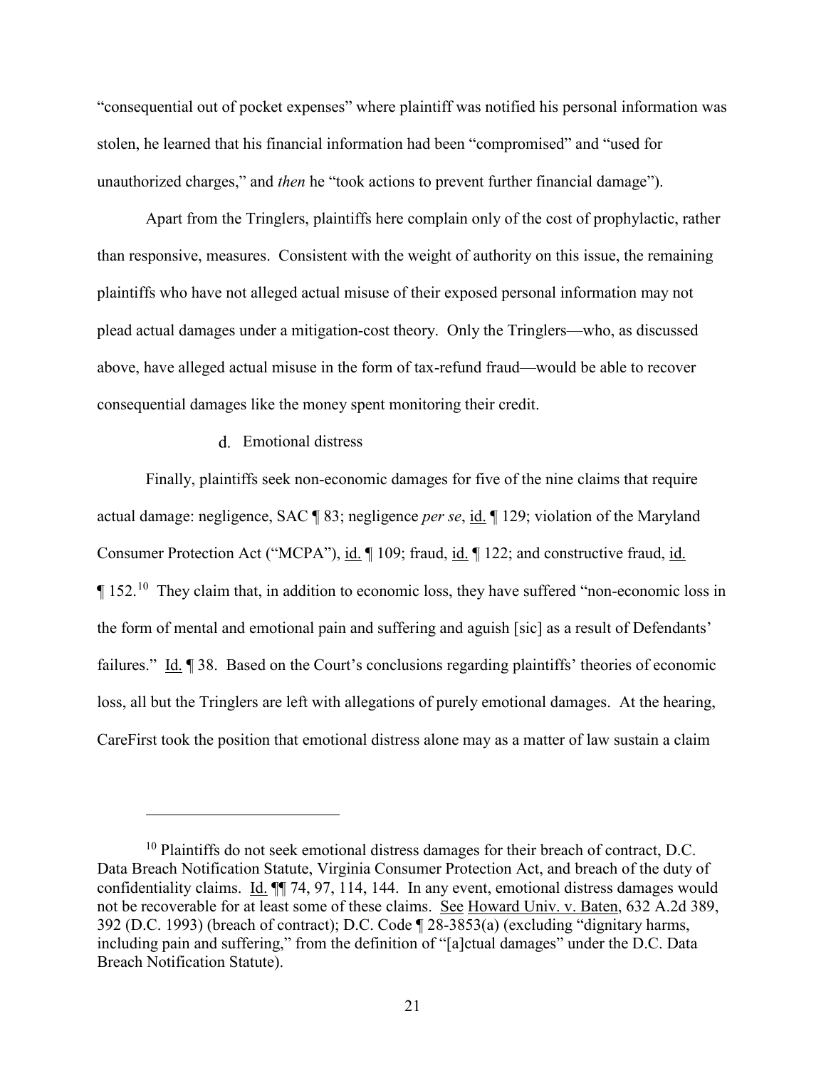"consequential out of pocket expenses" where plaintiff was notified his personal information was stolen, he learned that his financial information had been "compromised" and "used for unauthorized charges," and *then* he "took actions to prevent further financial damage").

Apart from the Tringlers, plaintiffs here complain only of the cost of prophylactic, rather than responsive, measures. Consistent with the weight of authority on this issue, the remaining plaintiffs who have not alleged actual misuse of their exposed personal information may not plead actual damages under a mitigation-cost theory. Only the Tringlers—who, as discussed above, have alleged actual misuse in the form of tax-refund fraud—would be able to recover consequential damages like the money spent monitoring their credit.

d. Emotional distress

Finally, plaintiffs seek non-economic damages for five of the nine claims that require actual damage: negligence, SAC ¶ 83; negligence *per se*, id. ¶ 129; violation of the Maryland Consumer Protection Act ("MCPA"), id. ¶ 109; fraud, id. ¶ 122; and constructive fraud, id. ¶ 152.[10] They claim that, in addition to economic loss, they have suffered "non-economic loss in the form of mental and emotional pain and suffering and aguish [sic] as a result of Defendants' failures." Id. ¶ 38. Based on the Court's conclusions regarding plaintiffs' theories of economic loss, all but the Tringlers are left with allegations of purely emotional damages. At the hearing, CareFirst took the position that emotional distress alone may as a matter of law sustain a claim

[10] Plaintiffs do not seek emotional distress damages for their breach of contract, D.C. Data Breach Notification Statute, Virginia Consumer Protection Act, and breach of the duty of confidentiality claims. Id. ¶¶ 74, 97, 114, 144. In any event, emotional distress damages would not be recoverable for at least some of these claims. See Howard Univ. v. Baten, 632 A.2d 389, 392 (D.C. 1993) (breach of contract); D.C. Code ¶ 28-3853(a) (excluding "dignitary harms, including pain and suffering," from the definition of "[a]ctual damages" under the D.C. Data Breach Notification Statute).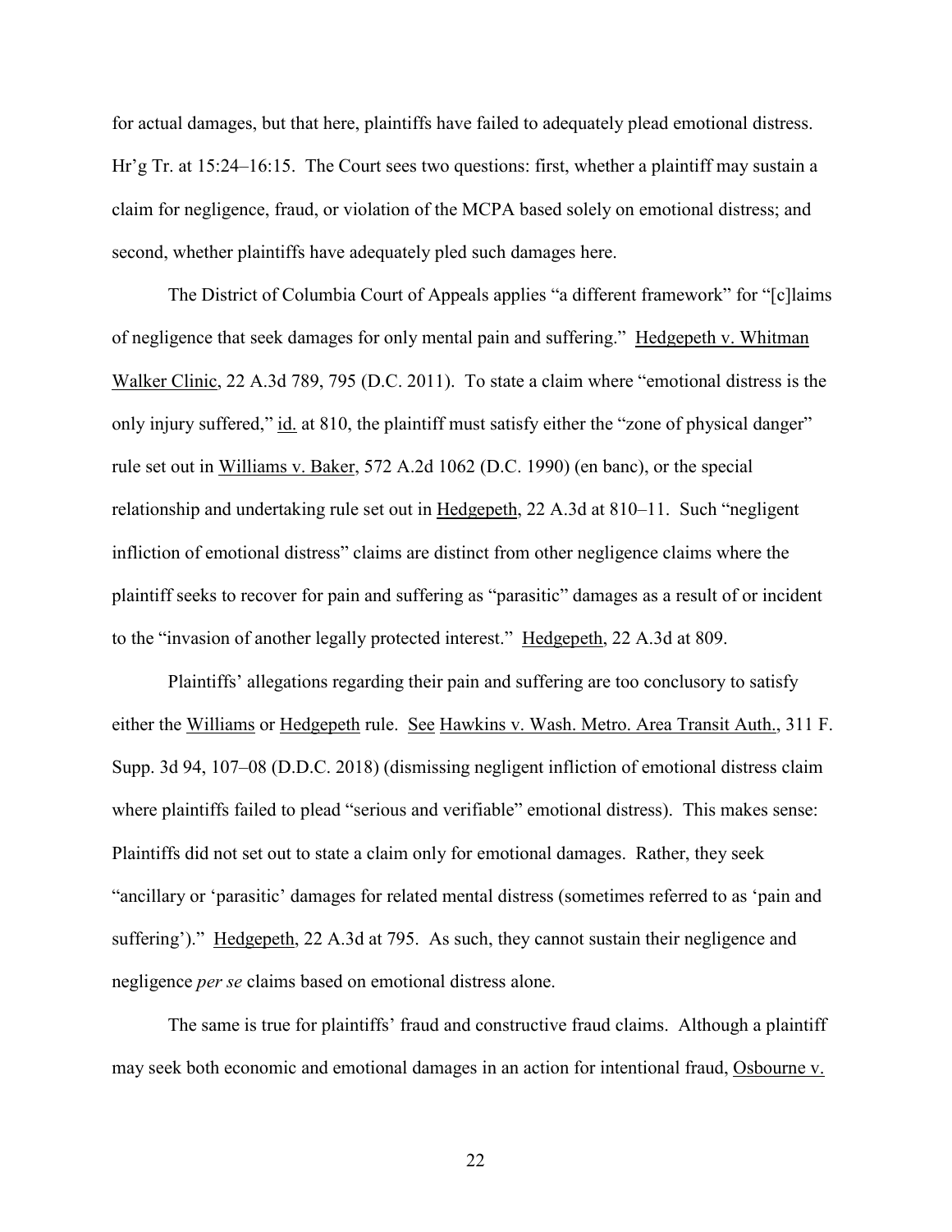for actual damages, but that here, plaintiffs have failed to adequately plead emotional distress. Hr'g Tr. at 15:24–16:15. The Court sees two questions: first, whether a plaintiff may sustain a claim for negligence, fraud, or violation of the MCPA based solely on emotional distress; and second, whether plaintiffs have adequately pled such damages here.

The District of Columbia Court of Appeals applies "a different framework" for "[c]laims of negligence that seek damages for only mental pain and suffering." Hedgepeth v. Whitman Walker Clinic, 22 A.3d 789, 795 (D.C. 2011). To state a claim where "emotional distress is the only injury suffered," id. at 810, the plaintiff must satisfy either the "zone of physical danger" rule set out in Williams v. Baker, 572 A.2d 1062 (D.C. 1990) (en banc), or the special relationship and undertaking rule set out in Hedgepeth, 22 A.3d at 810–11. Such "negligent infliction of emotional distress" claims are distinct from other negligence claims where the plaintiff seeks to recover for pain and suffering as "parasitic" damages as a result of or incident to the "invasion of another legally protected interest." Hedgepeth, 22 A.3d at 809.

Plaintiffs' allegations regarding their pain and suffering are too conclusory to satisfy either the Williams or Hedgepeth rule. See Hawkins v. Wash. Metro. Area Transit Auth., 311 F. Supp. 3d 94, 107–08 (D.D.C. 2018) (dismissing negligent infliction of emotional distress claim where plaintiffs failed to plead "serious and verifiable" emotional distress). This makes sense: Plaintiffs did not set out to state a claim only for emotional damages. Rather, they seek "ancillary or 'parasitic' damages for related mental distress (sometimes referred to as 'pain and suffering')." Hedgepeth, 22 A.3d at 795. As such, they cannot sustain their negligence and negligence *per se* claims based on emotional distress alone.

The same is true for plaintiffs' fraud and constructive fraud claims. Although a plaintiff may seek both economic and emotional damages in an action for intentional fraud, Osbourne v.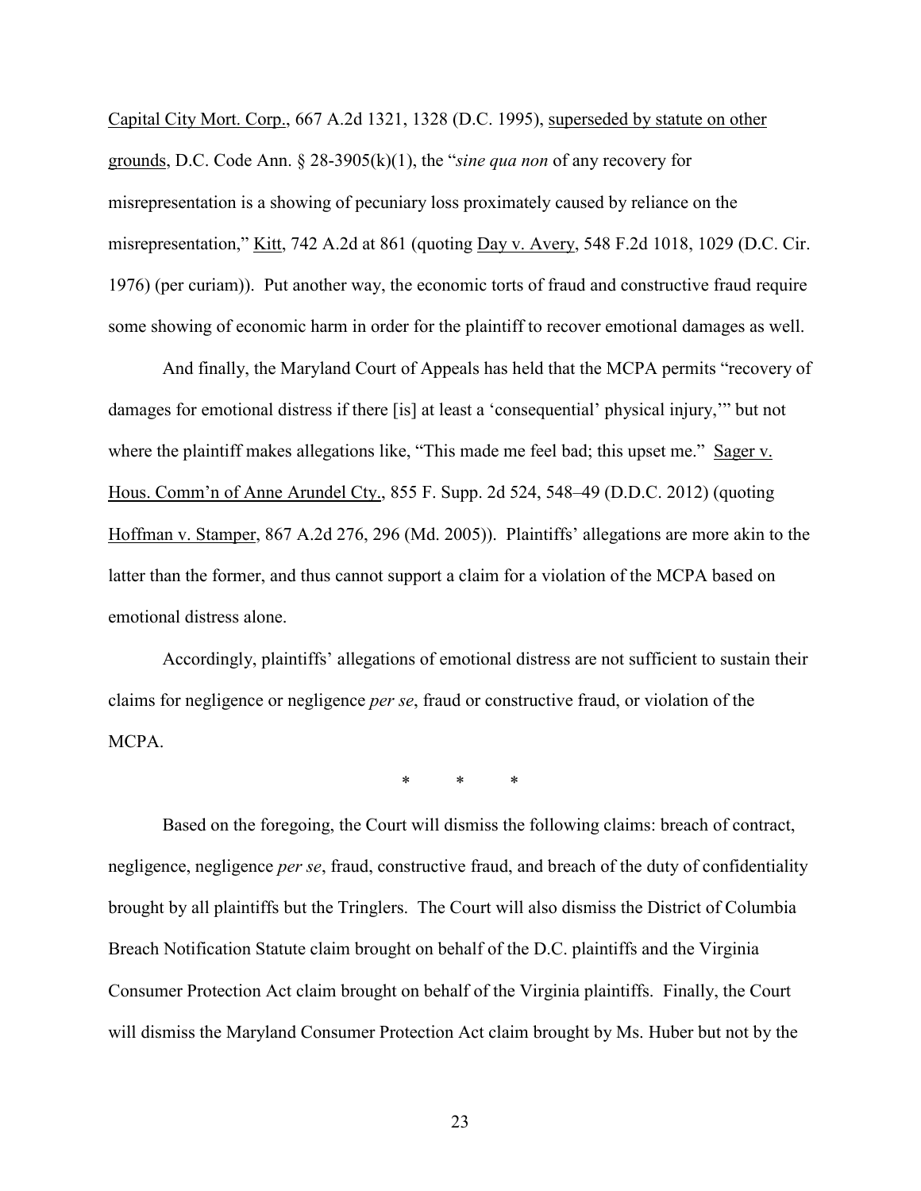Capital City Mort. Corp., 667 A.2d 1321, 1328 (D.C. 1995), superseded by statute on other grounds, D.C. Code Ann. § 28-3905(k)(1), the "*sine qua non* of any recovery for misrepresentation is a showing of pecuniary loss proximately caused by reliance on the misrepresentation," Kitt, 742 A.2d at 861 (quoting Day v. Avery, 548 F.2d 1018, 1029 (D.C. Cir. 1976) (per curiam)). Put another way, the economic torts of fraud and constructive fraud require some showing of economic harm in order for the plaintiff to recover emotional damages as well.

And finally, the Maryland Court of Appeals has held that the MCPA permits "recovery of damages for emotional distress if there [is] at least a 'consequential' physical injury,'" but not where the plaintiff makes allegations like, "This made me feel bad; this upset me." Sager v. Hous. Comm'n of Anne Arundel Cty., 855 F. Supp. 2d 524, 548–49 (D.D.C. 2012) (quoting Hoffman v. Stamper, 867 A.2d 276, 296 (Md. 2005)). Plaintiffs' allegations are more akin to the latter than the former, and thus cannot support a claim for a violation of the MCPA based on emotional distress alone.

Accordingly, plaintiffs' allegations of emotional distress are not sufficient to sustain their claims for negligence or negligence *per se*, fraud or constructive fraud, or violation of the MCPA.

\* \* \*

Based on the foregoing, the Court will dismiss the following claims: breach of contract, negligence, negligence *per se*, fraud, constructive fraud, and breach of the duty of confidentiality brought by all plaintiffs but the Tringlers. The Court will also dismiss the District of Columbia Breach Notification Statute claim brought on behalf of the D.C. plaintiffs and the Virginia Consumer Protection Act claim brought on behalf of the Virginia plaintiffs. Finally, the Court will dismiss the Maryland Consumer Protection Act claim brought by Ms. Huber but not by the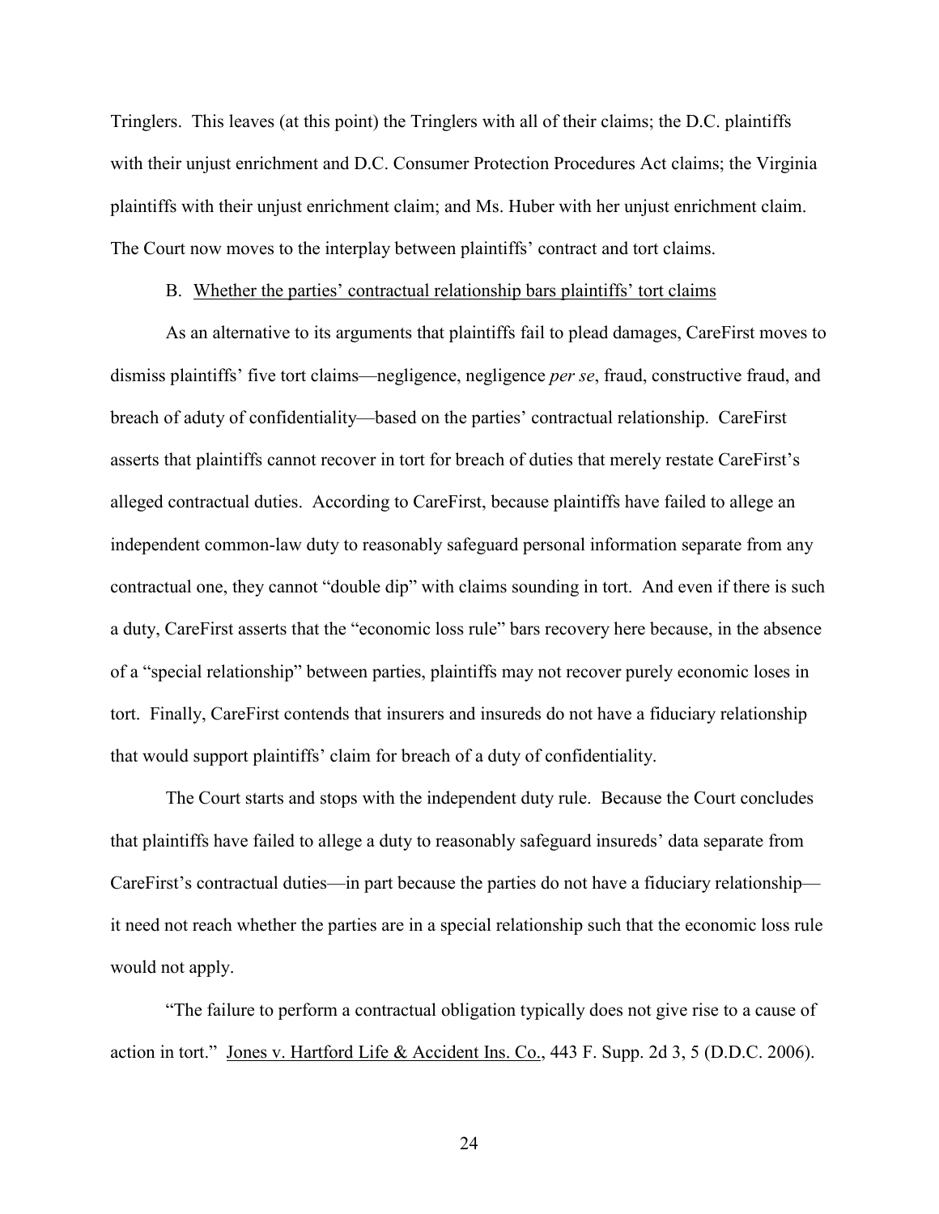Tringlers. This leaves (at this point) the Tringlers with all of their claims; the D.C. plaintiffs with their unjust enrichment and D.C. Consumer Protection Procedures Act claims; the Virginia plaintiffs with their unjust enrichment claim; and Ms. Huber with her unjust enrichment claim. The Court now moves to the interplay between plaintiffs' contract and tort claims.

B. <u>Whether the parties' contractual relationship bars plaintiffs' tort claims</u>

As an alternative to its arguments that plaintiffs fail to plead damages, CareFirst moves to dismiss plaintiffs' five tort claims—negligence, negligence *per se*, fraud, constructive fraud, and breach of aduty of confidentiality—based on the parties' contractual relationship. CareFirst asserts that plaintiffs cannot recover in tort for breach of duties that merely restate CareFirst's alleged contractual duties. According to CareFirst, because plaintiffs have failed to allege an independent common-law duty to reasonably safeguard personal information separate from any contractual one, they cannot "double dip" with claims sounding in tort. And even if there is such a duty, CareFirst asserts that the "economic loss rule" bars recovery here because, in the absence of a "special relationship" between parties, plaintiffs may not recover purely economic loses in tort. Finally, CareFirst contends that insurers and insureds do not have a fiduciary relationship that would support plaintiffs' claim for breach of a duty of confidentiality.

The Court starts and stops with the independent duty rule. Because the Court concludes that plaintiffs have failed to allege a duty to reasonably safeguard insureds' data separate from CareFirst's contractual duties—in part because the parties do not have a fiduciary relationship—it need not reach whether the parties are in a special relationship such that the economic loss rule would not apply.

"The failure to perform a contractual obligation typically does not give rise to a cause of action in tort." <u>Jones v. Hartford Life & Accident Ins. Co.</u>, 443 F. Supp. 2d 3, 5 (D.D.C. 2006).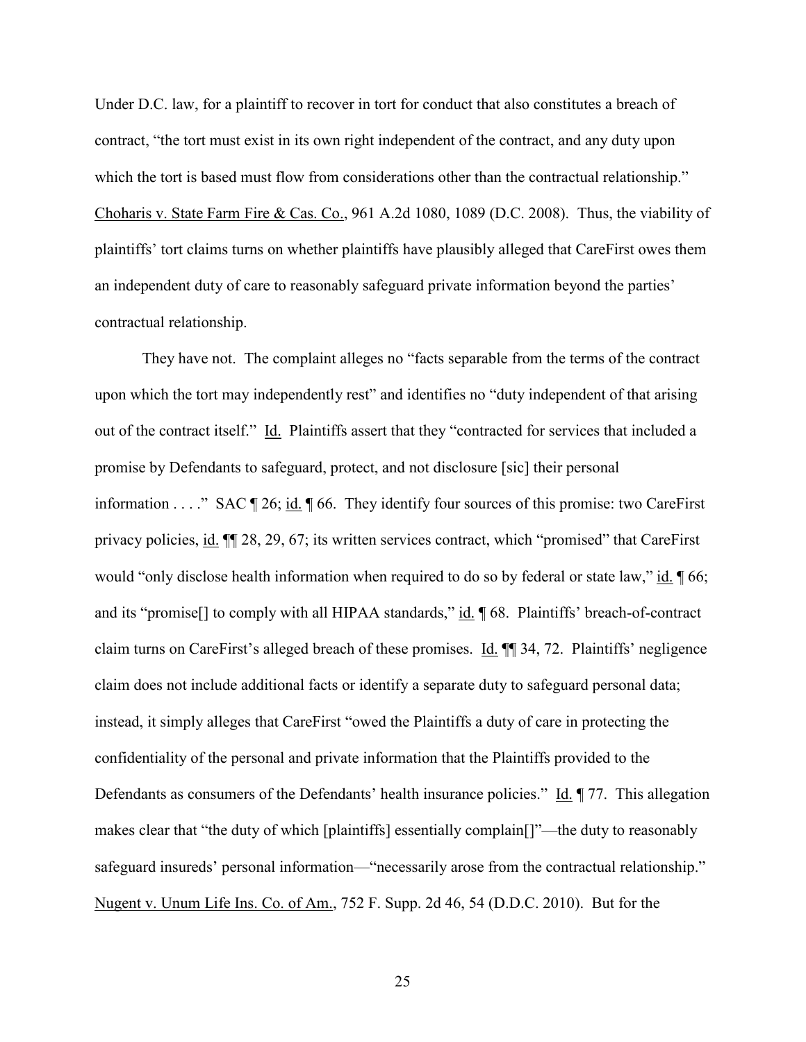Under D.C. law, for a plaintiff to recover in tort for conduct that also constitutes a breach of contract, "the tort must exist in its own right independent of the contract, and any duty upon which the tort is based must flow from considerations other than the contractual relationship." Choharis v. State Farm Fire & Cas. Co., 961 A.2d 1080, 1089 (D.C. 2008). Thus, the viability of plaintiffs' tort claims turns on whether plaintiffs have plausibly alleged that CareFirst owes them an independent duty of care to reasonably safeguard private information beyond the parties' contractual relationship.

They have not. The complaint alleges no "facts separable from the terms of the contract upon which the tort may independently rest" and identifies no "duty independent of that arising out of the contract itself." Id. Plaintiffs assert that they "contracted for services that included a promise by Defendants to safeguard, protect, and not disclosure [sic] their personal information . . . ." SAC ¶ 26; id. ¶ 66. They identify four sources of this promise: two CareFirst privacy policies, id. ¶¶ 28, 29, 67; its written services contract, which "promised" that CareFirst would "only disclose health information when required to do so by federal or state law," id. ¶ 66; and its "promise[] to comply with all HIPAA standards," id. ¶ 68. Plaintiffs' breach-of-contract claim turns on CareFirst's alleged breach of these promises. Id. ¶¶ 34, 72. Plaintiffs' negligence claim does not include additional facts or identify a separate duty to safeguard personal data; instead, it simply alleges that CareFirst "owed the Plaintiffs a duty of care in protecting the confidentiality of the personal and private information that the Plaintiffs provided to the Defendants as consumers of the Defendants' health insurance policies." Id. ¶ 77. This allegation makes clear that "the duty of which [plaintiffs] essentially complain[]"—the duty to reasonably safeguard insureds' personal information—"necessarily arose from the contractual relationship." Nugent v. Unum Life Ins. Co. of Am., 752 F. Supp. 2d 46, 54 (D.D.C. 2010). But for the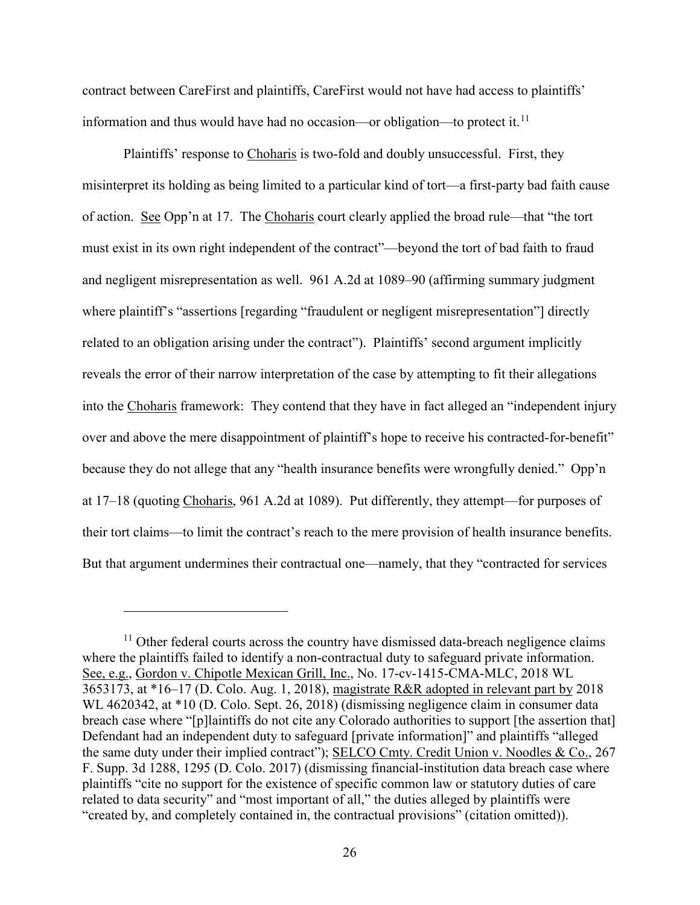contract between CareFirst and plaintiffs, CareFirst would not have had access to plaintiffs' information and thus would have had no occasion—or obligation—to protect it.[11]

Plaintiffs' response to Choharis is two-fold and doubly unsuccessful. First, they misinterpret its holding as being limited to a particular kind of tort—a first-party bad faith cause of action. See Opp'n at 17. The Choharis court clearly applied the broad rule—that "the tort must exist in its own right independent of the contract"—beyond the tort of bad faith to fraud and negligent misrepresentation as well. 961 A.2d at 1089–90 (affirming summary judgment where plaintiff's "assertions [regarding "fraudulent or negligent misrepresentation"] directly related to an obligation arising under the contract"). Plaintiffs' second argument implicitly reveals the error of their narrow interpretation of the case by attempting to fit their allegations into the Choharis framework: They contend that they have in fact alleged an "independent injury over and above the mere disappointment of plaintiff's hope to receive his contracted-for-benefit" because they do not allege that any "health insurance benefits were wrongfully denied." Opp'n at 17–18 (quoting Choharis, 961 A.2d at 1089). Put differently, they attempt—for purposes of their tort claims—to limit the contract's reach to the mere provision of health insurance benefits. But that argument undermines their contractual one—namely, that they "contracted for services

---

[11] Other federal courts across the country have dismissed data-breach negligence claims where the plaintiffs failed to identify a non-contractual duty to safeguard private information. See, e.g., Gordon v. Chipotle Mexican Grill, Inc., No. 17-cv-1415-CMA-MLC, 2018 WL 3653173, at *16–17 (D. Colo. Aug. 1, 2018), magistrate R&R adopted in relevant part by 2018 WL 4620342, at *10 (D. Colo. Sept. 26, 2018) (dismissing negligence claim in consumer data breach case where "[p]laintiffs do not cite any Colorado authorities to support [the assertion that] Defendant had an independent duty to safeguard [private information]" and plaintiffs "alleged the same duty under their implied contract"); SELCO Cmty. Credit Union v. Noodles & Co., 267 F. Supp. 3d 1288, 1295 (D. Colo. 2017) (dismissing financial-institution data breach case where plaintiffs "cite no support for the existence of specific common law or statutory duties of care related to data security" and "most important of all," the duties alleged by plaintiffs were "created by, and completely contained in, the contractual provisions" (citation omitted)).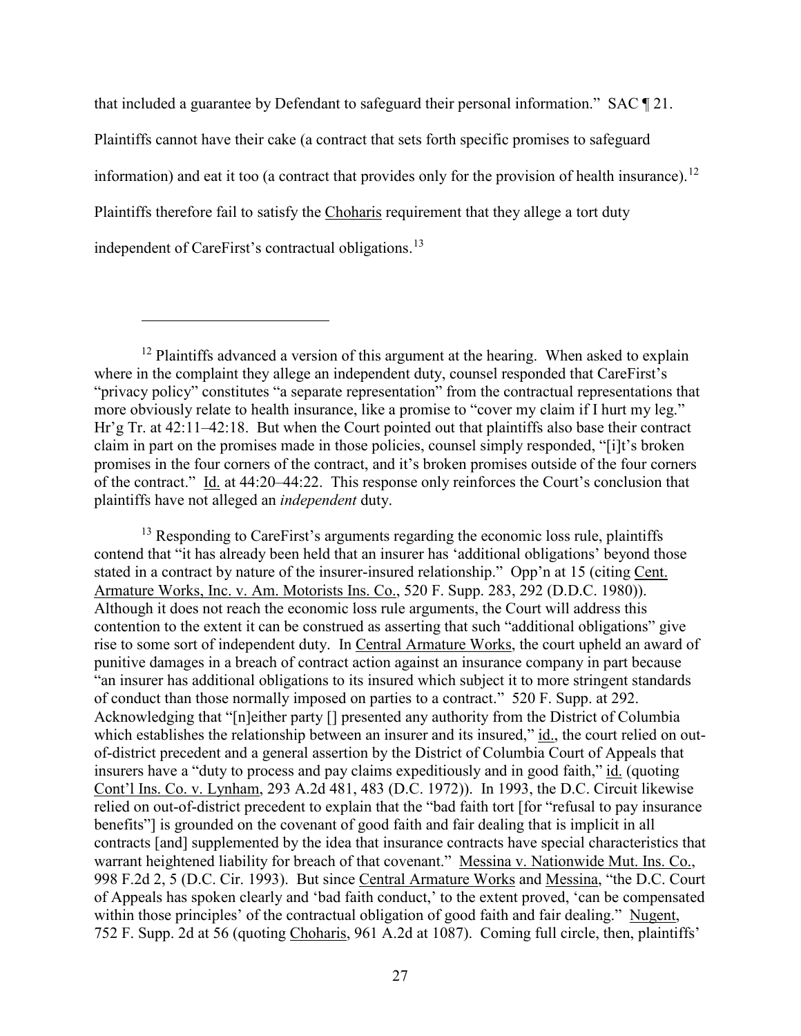that included a guarantee by Defendant to safeguard their personal information." SAC ¶ 21. Plaintiffs cannot have their cake (a contract that sets forth specific promises to safeguard information) and eat it too (a contract that provides only for the provision of health insurance).[12] Plaintiffs therefore fail to satisfy the Choharis requirement that they allege a tort duty independent of CareFirst's contractual obligations.[13]

---

[12] Plaintiffs advanced a version of this argument at the hearing. When asked to explain where in the complaint they allege an independent duty, counsel responded that CareFirst's "privacy policy" constitutes "a separate representation" from the contractual representations that more obviously relate to health insurance, like a promise to "cover my claim if I hurt my leg." Hr'g Tr. at 42:11–42:18. But when the Court pointed out that plaintiffs also base their contract claim in part on the promises made in those policies, counsel simply responded, "[i]t's broken promises in the four corners of the contract, and it's broken promises outside of the four corners of the contract." Id. at 44:20–44:22. This response only reinforces the Court's conclusion that plaintiffs have not alleged an *independent* duty.

[13] Responding to CareFirst's arguments regarding the economic loss rule, plaintiffs contend that "it has already been held that an insurer has 'additional obligations' beyond those stated in a contract by nature of the insurer-insured relationship." Opp'n at 15 (citing Cent. Armature Works, Inc. v. Am. Motorists Ins. Co., 520 F. Supp. 283, 292 (D.D.C. 1980)). Although it does not reach the economic loss rule arguments, the Court will address this contention to the extent it can be construed as asserting that such "additional obligations" give rise to some sort of independent duty. In Central Armature Works, the court upheld an award of punitive damages in a breach of contract action against an insurance company in part because "an insurer has additional obligations to its insured which subject it to more stringent standards of conduct than those normally imposed on parties to a contract." 520 F. Supp. at 292. Acknowledging that "[n]either party [] presented any authority from the District of Columbia which establishes the relationship between an insurer and its insured," id., the court relied on out-of-district precedent and a general assertion by the District of Columbia Court of Appeals that insurers have a "duty to process and pay claims expeditiously and in good faith," id. (quoting Cont'l Ins. Co. v. Lynham, 293 A.2d 481, 483 (D.C. 1972)). In 1993, the D.C. Circuit likewise relied on out-of-district precedent to explain that the "bad faith tort [for "refusal to pay insurance benefits"] is grounded on the covenant of good faith and fair dealing that is implicit in all contracts [and] supplemented by the idea that insurance contracts have special characteristics that warrant heightened liability for breach of that covenant." Messina v. Nationwide Mut. Ins. Co., 998 F.2d 2, 5 (D.C. Cir. 1993). But since Central Armature Works and Messina, "the D.C. Court of Appeals has spoken clearly and 'bad faith conduct,' to the extent proved, 'can be compensated within those principles' of the contractual obligation of good faith and fair dealing." Nugent, 752 F. Supp. 2d at 56 (quoting Choharis, 961 A.2d at 1087). Coming full circle, then, plaintiffs'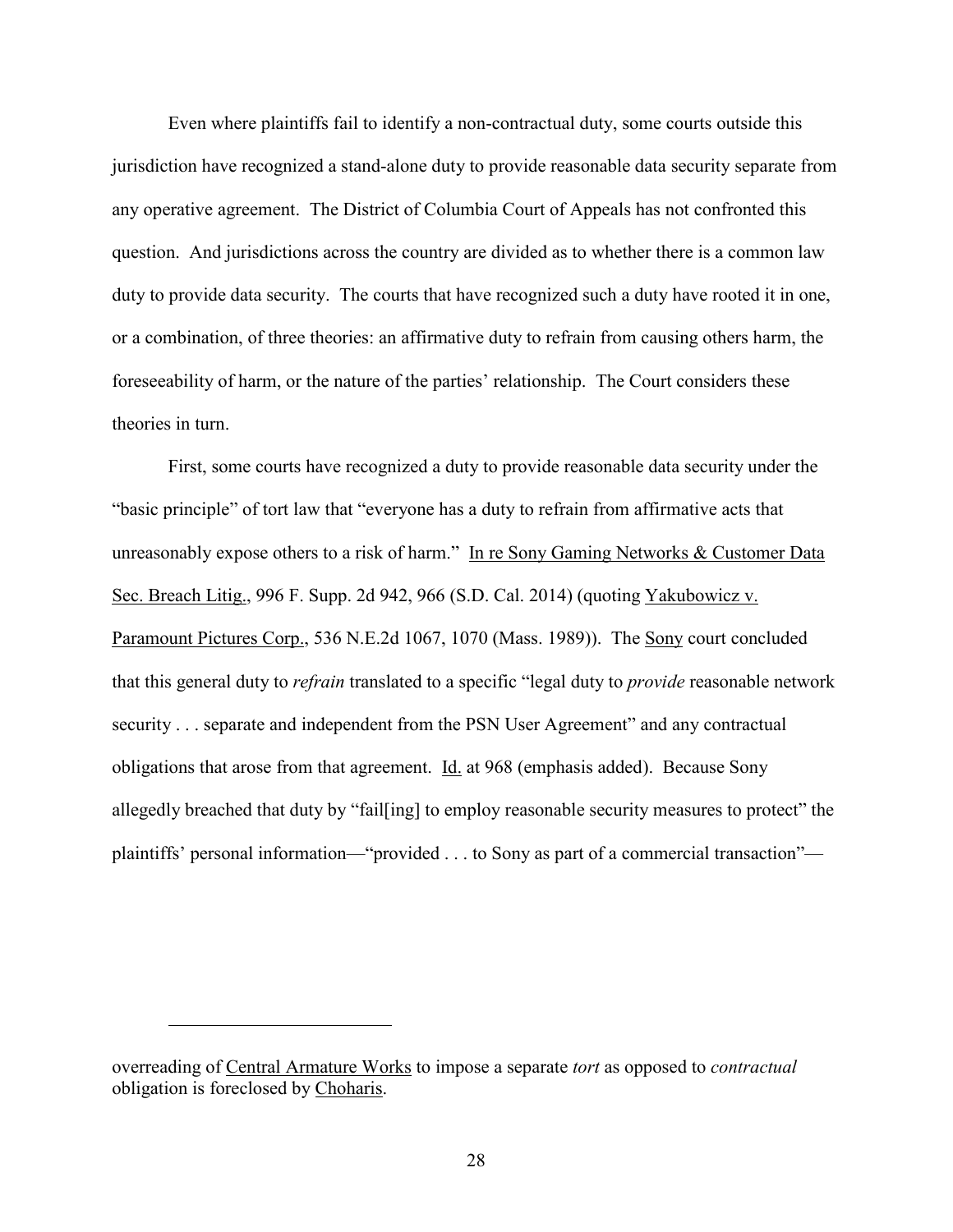Even where plaintiffs fail to identify a non-contractual duty, some courts outside this jurisdiction have recognized a stand-alone duty to provide reasonable data security separate from any operative agreement. The District of Columbia Court of Appeals has not confronted this question. And jurisdictions across the country are divided as to whether there is a common law duty to provide data security. The courts that have recognized such a duty have rooted it in one, or a combination, of three theories: an affirmative duty to refrain from causing others harm, the foreseeability of harm, or the nature of the parties' relationship. The Court considers these theories in turn.

First, some courts have recognized a duty to provide reasonable data security under the "basic principle" of tort law that "everyone has a duty to refrain from affirmative acts that unreasonably expose others to a risk of harm." In re Sony Gaming Networks & Customer Data Sec. Breach Litig., 996 F. Supp. 2d 942, 966 (S.D. Cal. 2014) (quoting Yakubowicz v. Paramount Pictures Corp., 536 N.E.2d 1067, 1070 (Mass. 1989)). The Sony court concluded that this general duty to *refrain* translated to a specific "legal duty to *provide* reasonable network security . . . separate and independent from the PSN User Agreement" and any contractual obligations that arose from that agreement. Id. at 968 (emphasis added). Because Sony allegedly breached that duty by "fail[ing] to employ reasonable security measures to protect" the plaintiffs' personal information—"provided . . . to Sony as part of a commercial transaction"—

---

overreading of Central Armature Works to impose a separate *tort* as opposed to *contractual* obligation is foreclosed by Choharis.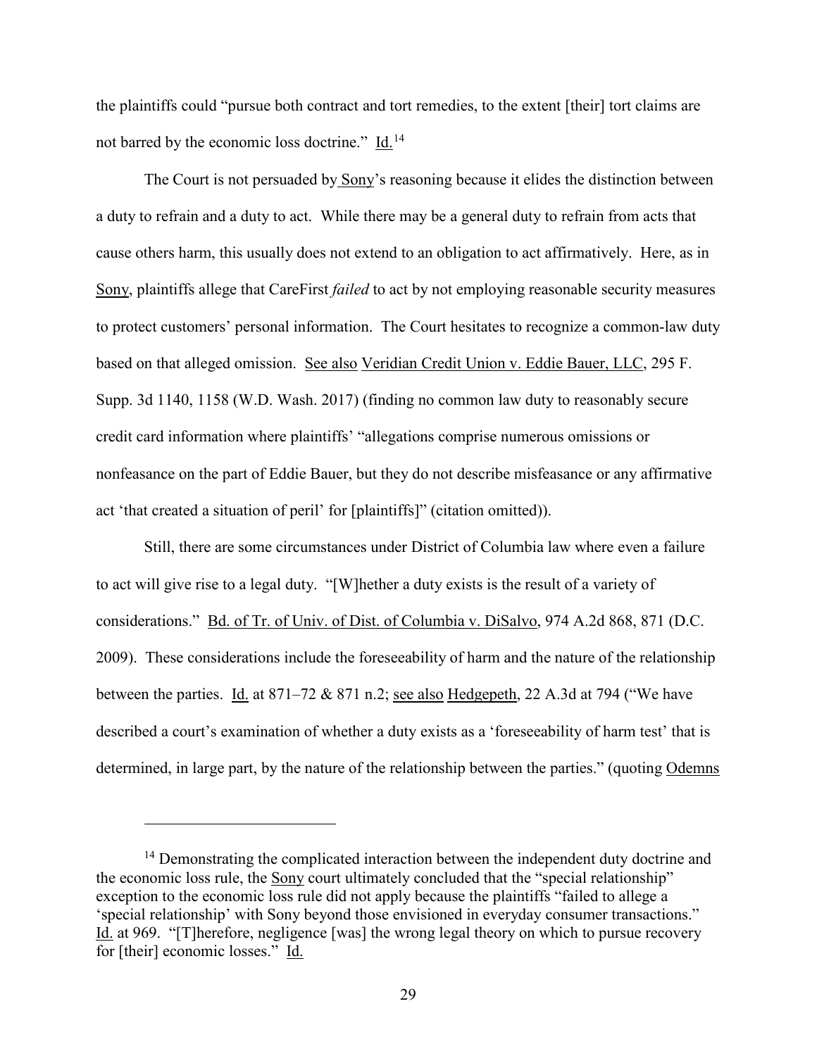the plaintiffs could "pursue both contract and tort remedies, to the extent [their] tort claims are not barred by the economic loss doctrine." Id.[14]

The Court is not persuaded by Sony's reasoning because it elides the distinction between a duty to refrain and a duty to act. While there may be a general duty to refrain from acts that cause others harm, this usually does not extend to an obligation to act affirmatively. Here, as in Sony, plaintiffs allege that CareFirst *failed* to act by not employing reasonable security measures to protect customers' personal information. The Court hesitates to recognize a common-law duty based on that alleged omission. See also Veridian Credit Union v. Eddie Bauer, LLC, 295 F. Supp. 3d 1140, 1158 (W.D. Wash. 2017) (finding no common law duty to reasonably secure credit card information where plaintiffs' "allegations comprise numerous omissions or nonfeasance on the part of Eddie Bauer, but they do not describe misfeasance or any affirmative act 'that created a situation of peril' for [plaintiffs]" (citation omitted)).

Still, there are some circumstances under District of Columbia law where even a failure to act will give rise to a legal duty. "[W]hether a duty exists is the result of a variety of considerations." Bd. of Tr. of Univ. of Dist. of Columbia v. DiSalvo, 974 A.2d 868, 871 (D.C. 2009). These considerations include the foreseeability of harm and the nature of the relationship between the parties. Id. at 871–72 & 871 n.2; see also Hedgepeth, 22 A.3d at 794 ("We have described a court's examination of whether a duty exists as a 'foreseeability of harm test' that is determined, in large part, by the nature of the relationship between the parties." (quoting Odemns

---

[14] Demonstrating the complicated interaction between the independent duty doctrine and the economic loss rule, the Sony court ultimately concluded that the "special relationship" exception to the economic loss rule did not apply because the plaintiffs "failed to allege a 'special relationship' with Sony beyond those envisioned in everyday consumer transactions." Id. at 969. "[T]herefore, negligence [was] the wrong legal theory on which to pursue recovery for [their] economic losses." Id.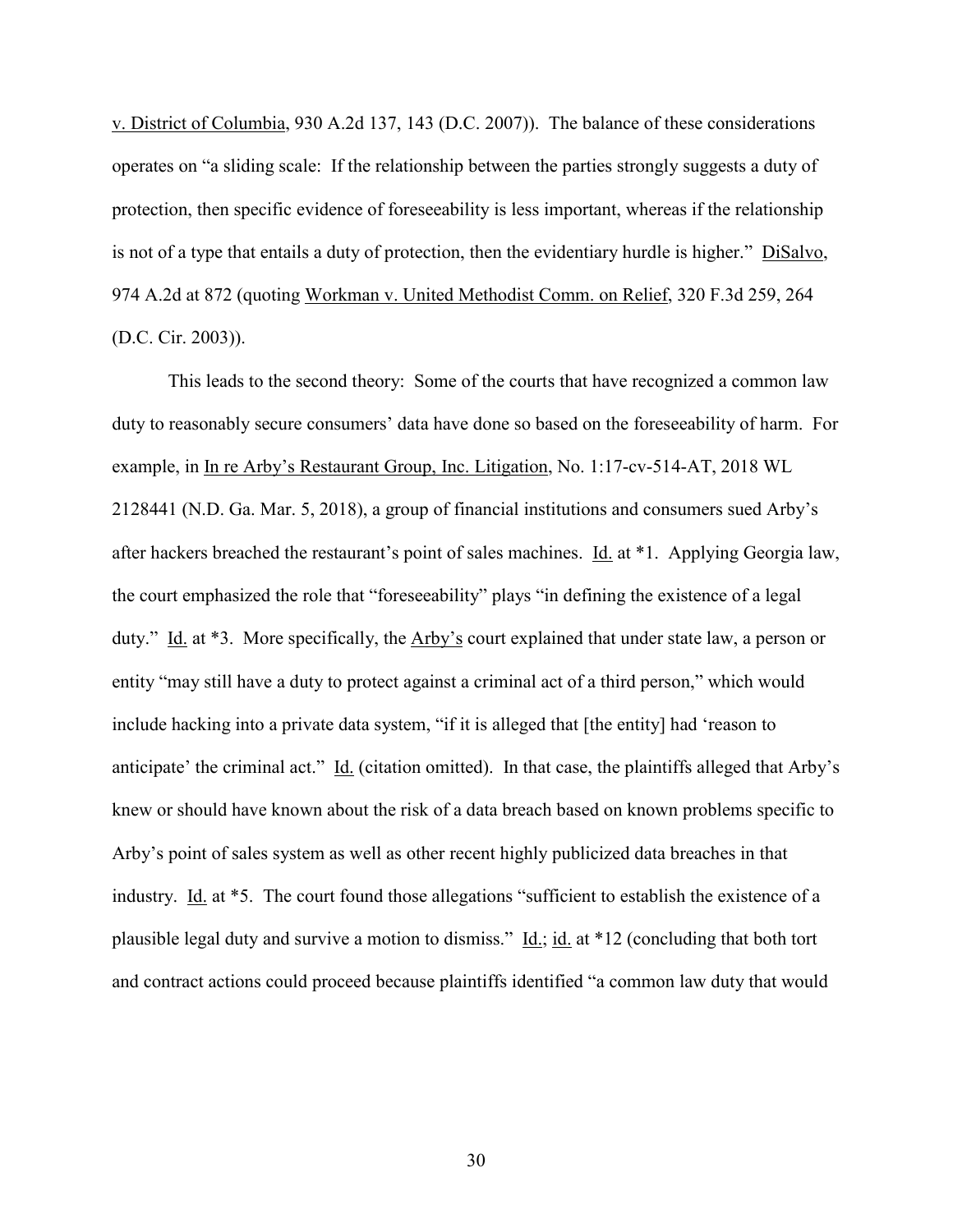v. District of Columbia, 930 A.2d 137, 143 (D.C. 2007)). The balance of these considerations operates on "a sliding scale: If the relationship between the parties strongly suggests a duty of protection, then specific evidence of foreseeability is less important, whereas if the relationship is not of a type that entails a duty of protection, then the evidentiary hurdle is higher." DiSalvo, 974 A.2d at 872 (quoting Workman v. United Methodist Comm. on Relief, 320 F.3d 259, 264 (D.C. Cir. 2003)).

This leads to the second theory: Some of the courts that have recognized a common law duty to reasonably secure consumers' data have done so based on the foreseeability of harm. For example, in In re Arby's Restaurant Group, Inc. Litigation, No. 1:17-cv-514-AT, 2018 WL 2128441 (N.D. Ga. Mar. 5, 2018), a group of financial institutions and consumers sued Arby's after hackers breached the restaurant's point of sales machines. Id. at *1. Applying Georgia law, the court emphasized the role that "foreseeability" plays "in defining the existence of a legal duty." Id. at *3. More specifically, the Arby's court explained that under state law, a person or entity "may still have a duty to protect against a criminal act of a third person," which would include hacking into a private data system, "if it is alleged that [the entity] had 'reason to anticipate' the criminal act." Id. (citation omitted). In that case, the plaintiffs alleged that Arby's knew or should have known about the risk of a data breach based on known problems specific to Arby's point of sales system as well as other recent highly publicized data breaches in that industry. Id. at *5. The court found those allegations "sufficient to establish the existence of a plausible legal duty and survive a motion to dismiss." Id.; id. at *12 (concluding that both tort and contract actions could proceed because plaintiffs identified "a common law duty that would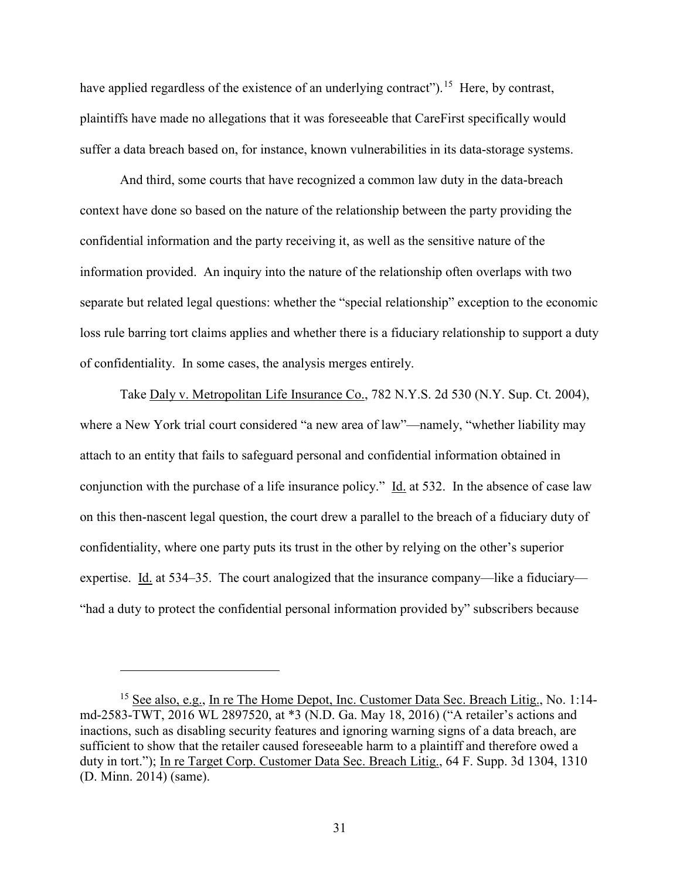have applied regardless of the existence of an underlying contract").[15] Here, by contrast, plaintiffs have made no allegations that it was foreseeable that CareFirst specifically would suffer a data breach based on, for instance, known vulnerabilities in its data-storage systems.

And third, some courts that have recognized a common law duty in the data-breach context have done so based on the nature of the relationship between the party providing the confidential information and the party receiving it, as well as the sensitive nature of the information provided. An inquiry into the nature of the relationship often overlaps with two separate but related legal questions: whether the "special relationship" exception to the economic loss rule barring tort claims applies and whether there is a fiduciary relationship to support a duty of confidentiality. In some cases, the analysis merges entirely.

Take Daly v. Metropolitan Life Insurance Co., 782 N.Y.S. 2d 530 (N.Y. Sup. Ct. 2004), where a New York trial court considered "a new area of law"—namely, "whether liability may attach to an entity that fails to safeguard personal and confidential information obtained in conjunction with the purchase of a life insurance policy." Id. at 532. In the absence of case law on this then-nascent legal question, the court drew a parallel to the breach of a fiduciary duty of confidentiality, where one party puts its trust in the other by relying on the other's superior expertise. Id. at 534–35. The court analogized that the insurance company—like a fiduciary—"had a duty to protect the confidential personal information provided by" subscribers because

---

[15] See also, e.g., In re The Home Depot, Inc. Customer Data Sec. Breach Litig., No. 1:14-md-2583-TWT, 2016 WL 2897520, at *3 (N.D. Ga. May 18, 2016) ("A retailer's actions and inactions, such as disabling security features and ignoring warning signs of a data breach, are sufficient to show that the retailer caused foreseeable harm to a plaintiff and therefore owed a duty in tort."); In re Target Corp. Customer Data Sec. Breach Litig., 64 F. Supp. 3d 1304, 1310 (D. Minn. 2014) (same).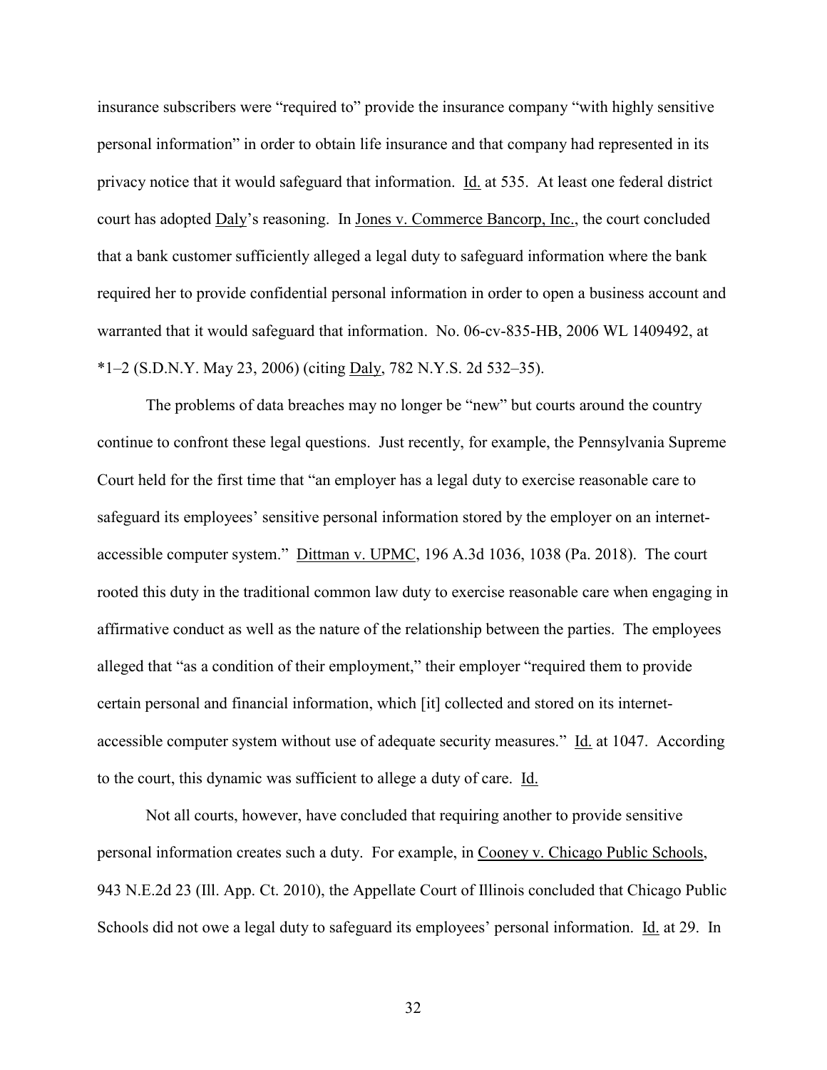insurance subscribers were "required to" provide the insurance company "with highly sensitive personal information" in order to obtain life insurance and that company had represented in its privacy notice that it would safeguard that information. Id. at 535. At least one federal district court has adopted Daly's reasoning. In Jones v. Commerce Bancorp, Inc., the court concluded that a bank customer sufficiently alleged a legal duty to safeguard information where the bank required her to provide confidential personal information in order to open a business account and warranted that it would safeguard that information. No. 06-cv-835-HB, 2006 WL 1409492, at *1–2 (S.D.N.Y. May 23, 2006) (citing Daly, 782 N.Y.S. 2d 532–35).

The problems of data breaches may no longer be "new" but courts around the country continue to confront these legal questions. Just recently, for example, the Pennsylvania Supreme Court held for the first time that "an employer has a legal duty to exercise reasonable care to safeguard its employees' sensitive personal information stored by the employer on an internet-accessible computer system." Dittman v. UPMC, 196 A.3d 1036, 1038 (Pa. 2018). The court rooted this duty in the traditional common law duty to exercise reasonable care when engaging in affirmative conduct as well as the nature of the relationship between the parties. The employees alleged that "as a condition of their employment," their employer "required them to provide certain personal and financial information, which [it] collected and stored on its internet-accessible computer system without use of adequate security measures." Id. at 1047. According to the court, this dynamic was sufficient to allege a duty of care. Id.

Not all courts, however, have concluded that requiring another to provide sensitive personal information creates such a duty. For example, in Cooney v. Chicago Public Schools, 943 N.E.2d 23 (Ill. App. Ct. 2010), the Appellate Court of Illinois concluded that Chicago Public Schools did not owe a legal duty to safeguard its employees' personal information. Id. at 29. In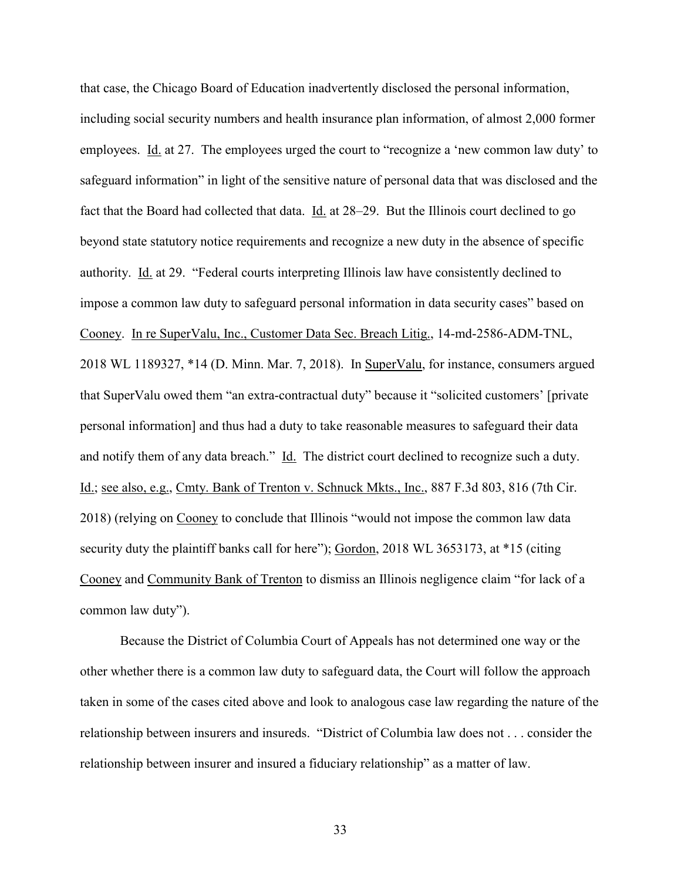that case, the Chicago Board of Education inadvertently disclosed the personal information, including social security numbers and health insurance plan information, of almost 2,000 former employees. Id. at 27. The employees urged the court to "recognize a 'new common law duty' to safeguard information" in light of the sensitive nature of personal data that was disclosed and the fact that the Board had collected that data. Id. at 28–29. But the Illinois court declined to go beyond state statutory notice requirements and recognize a new duty in the absence of specific authority. Id. at 29. "Federal courts interpreting Illinois law have consistently declined to impose a common law duty to safeguard personal information in data security cases" based on Cooney. In re SuperValu, Inc., Customer Data Sec. Breach Litig., 14-md-2586-ADM-TNL, 2018 WL 1189327, *14 (D. Minn. Mar. 7, 2018). In SuperValu, for instance, consumers argued that SuperValu owed them "an extra-contractual duty" because it "solicited customers' [private personal information] and thus had a duty to take reasonable measures to safeguard their data and notify them of any data breach." Id. The district court declined to recognize such a duty. Id.; see also, e.g., Cmty. Bank of Trenton v. Schnuck Mkts., Inc., 887 F.3d 803, 816 (7th Cir. 2018) (relying on Cooney to conclude that Illinois "would not impose the common law data security duty the plaintiff banks call for here"); Gordon, 2018 WL 3653173, at *15 (citing Cooney and Community Bank of Trenton to dismiss an Illinois negligence claim "for lack of a common law duty").

Because the District of Columbia Court of Appeals has not determined one way or the other whether there is a common law duty to safeguard data, the Court will follow the approach taken in some of the cases cited above and look to analogous case law regarding the nature of the relationship between insurers and insureds. "District of Columbia law does not . . . consider the relationship between insurer and insured a fiduciary relationship" as a matter of law.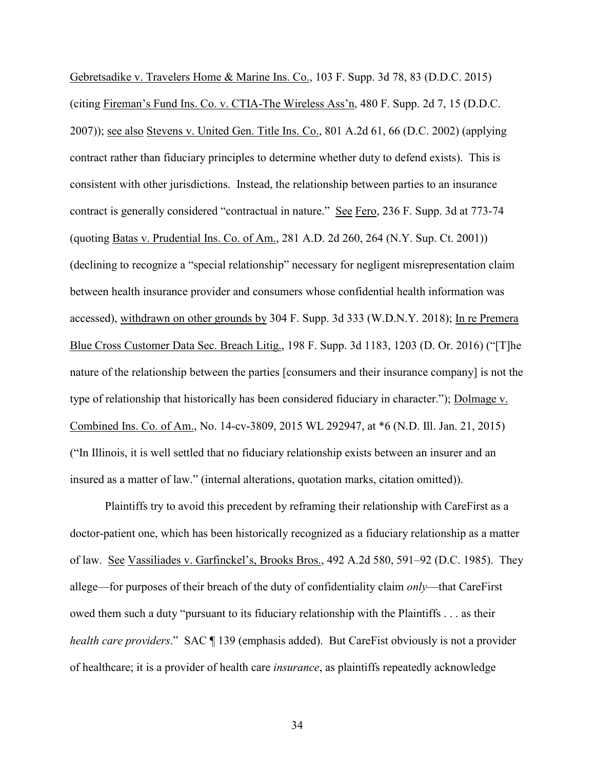Gebretsadike v. Travelers Home & Marine Ins. Co., 103 F. Supp. 3d 78, 83 (D.D.C. 2015) (citing Fireman's Fund Ins. Co. v. CTIA-The Wireless Ass'n, 480 F. Supp. 2d 7, 15 (D.D.C. 2007)); see also Stevens v. United Gen. Title Ins. Co., 801 A.2d 61, 66 (D.C. 2002) (applying contract rather than fiduciary principles to determine whether duty to defend exists). This is consistent with other jurisdictions. Instead, the relationship between parties to an insurance contract is generally considered "contractual in nature." See Fero, 236 F. Supp. 3d at 773-74 (quoting Batas v. Prudential Ins. Co. of Am., 281 A.D. 2d 260, 264 (N.Y. Sup. Ct. 2001)) (declining to recognize a "special relationship" necessary for negligent misrepresentation claim between health insurance provider and consumers whose confidential health information was accessed), withdrawn on other grounds by 304 F. Supp. 3d 333 (W.D.N.Y. 2018); In re Premera Blue Cross Customer Data Sec. Breach Litig., 198 F. Supp. 3d 1183, 1203 (D. Or. 2016) ("[T]he nature of the relationship between the parties [consumers and their insurance company] is not the type of relationship that historically has been considered fiduciary in character."); Dolmage v. Combined Ins. Co. of Am., No. 14-cv-3809, 2015 WL 292947, at *6 (N.D. Ill. Jan. 21, 2015) ("In Illinois, it is well settled that no fiduciary relationship exists between an insurer and an insured as a matter of law." (internal alterations, quotation marks, citation omitted)).

Plaintiffs try to avoid this precedent by reframing their relationship with CareFirst as a doctor-patient one, which has been historically recognized as a fiduciary relationship as a matter of law. See Vassiliades v. Garfinckel's, Brooks Bros., 492 A.2d 580, 591–92 (D.C. 1985). They allege—for purposes of their breach of the duty of confidentiality claim *only*—that CareFirst owed them such a duty "pursuant to its fiduciary relationship with the Plaintiffs . . . as their *health care providers*." SAC ¶ 139 (emphasis added). But CareFist obviously is not a provider of healthcare; it is a provider of health care *insurance*, as plaintiffs repeatedly acknowledge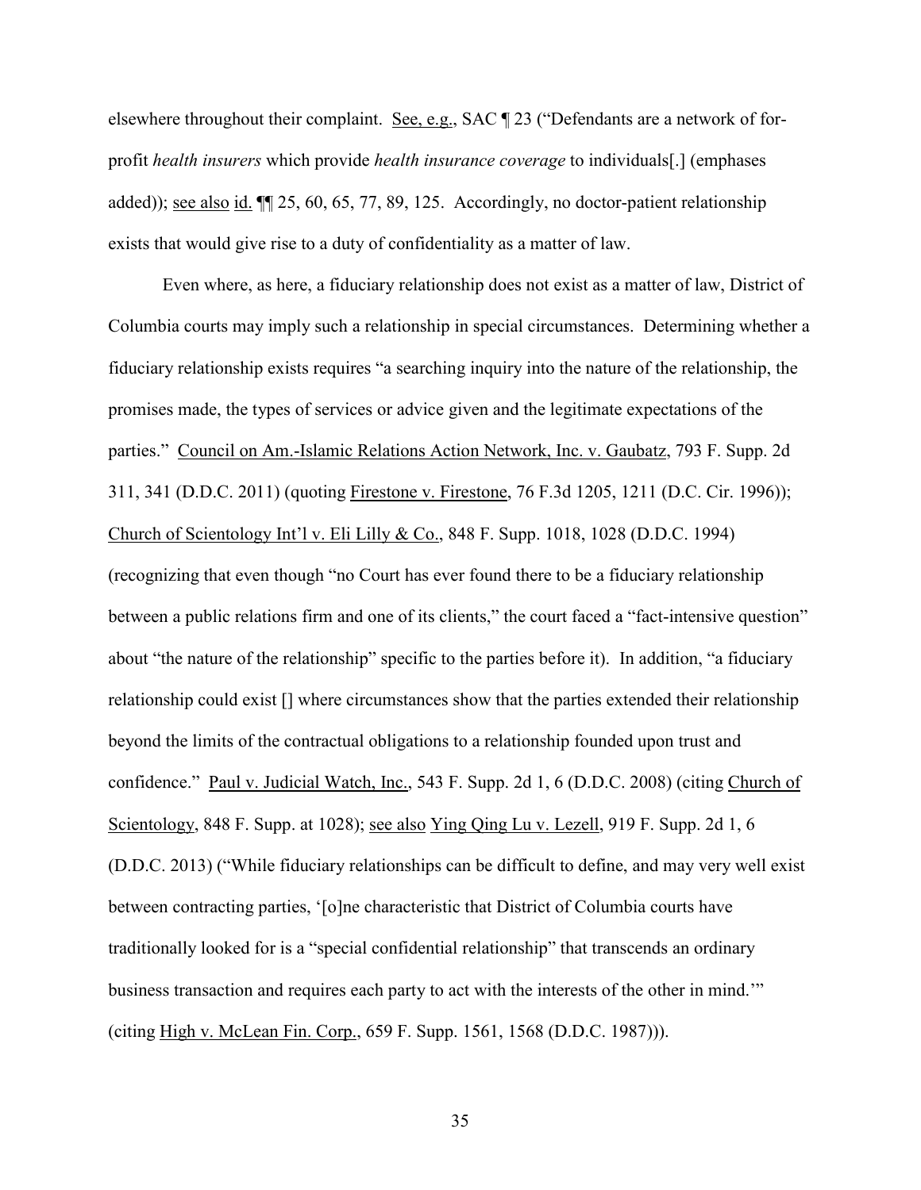elsewhere throughout their complaint. See, e.g., SAC ¶ 23 ("Defendants are a network of for-profit *health insurers* which provide *health insurance coverage* to individuals[.] (emphases added)); see also id. ¶¶ 25, 60, 65, 77, 89, 125. Accordingly, no doctor-patient relationship exists that would give rise to a duty of confidentiality as a matter of law.

Even where, as here, a fiduciary relationship does not exist as a matter of law, District of Columbia courts may imply such a relationship in special circumstances. Determining whether a fiduciary relationship exists requires "a searching inquiry into the nature of the relationship, the promises made, the types of services or advice given and the legitimate expectations of the parties." Council on Am.-Islamic Relations Action Network, Inc. v. Gaubatz, 793 F. Supp. 2d 311, 341 (D.D.C. 2011) (quoting Firestone v. Firestone, 76 F.3d 1205, 1211 (D.C. Cir. 1996)); Church of Scientology Int'l v. Eli Lilly & Co., 848 F. Supp. 1018, 1028 (D.D.C. 1994) (recognizing that even though "no Court has ever found there to be a fiduciary relationship between a public relations firm and one of its clients," the court faced a "fact-intensive question" about "the nature of the relationship" specific to the parties before it). In addition, "a fiduciary relationship could exist [] where circumstances show that the parties extended their relationship beyond the limits of the contractual obligations to a relationship founded upon trust and confidence." Paul v. Judicial Watch, Inc., 543 F. Supp. 2d 1, 6 (D.D.C. 2008) (citing Church of Scientology, 848 F. Supp. at 1028); see also Ying Qing Lu v. Lezell, 919 F. Supp. 2d 1, 6 (D.D.C. 2013) ("While fiduciary relationships can be difficult to define, and may very well exist between contracting parties, '[o]ne characteristic that District of Columbia courts have traditionally looked for is a "special confidential relationship" that transcends an ordinary business transaction and requires each party to act with the interests of the other in mind.'" (citing High v. McLean Fin. Corp., 659 F. Supp. 1561, 1568 (D.D.C. 1987))).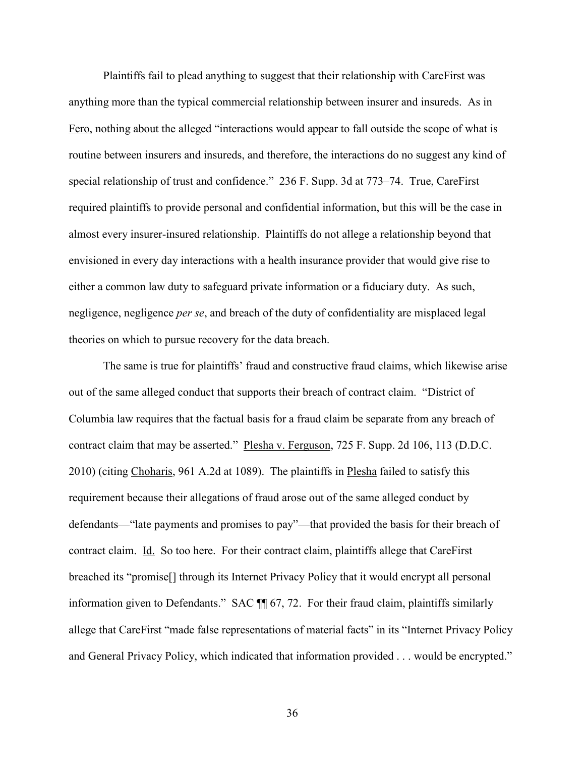Plaintiffs fail to plead anything to suggest that their relationship with CareFirst was anything more than the typical commercial relationship between insurer and insureds. As in Fero, nothing about the alleged "interactions would appear to fall outside the scope of what is routine between insurers and insureds, and therefore, the interactions do no suggest any kind of special relationship of trust and confidence." 236 F. Supp. 3d at 773–74. True, CareFirst required plaintiffs to provide personal and confidential information, but this will be the case in almost every insurer-insured relationship. Plaintiffs do not allege a relationship beyond that envisioned in every day interactions with a health insurance provider that would give rise to either a common law duty to safeguard private information or a fiduciary duty. As such, negligence, negligence *per se*, and breach of the duty of confidentiality are misplaced legal theories on which to pursue recovery for the data breach.

The same is true for plaintiffs' fraud and constructive fraud claims, which likewise arise out of the same alleged conduct that supports their breach of contract claim. "District of Columbia law requires that the factual basis for a fraud claim be separate from any breach of contract claim that may be asserted." Plesha v. Ferguson, 725 F. Supp. 2d 106, 113 (D.D.C. 2010) (citing Choharis, 961 A.2d at 1089). The plaintiffs in Plesha failed to satisfy this requirement because their allegations of fraud arose out of the same alleged conduct by defendants—"late payments and promises to pay"—that provided the basis for their breach of contract claim. Id. So too here. For their contract claim, plaintiffs allege that CareFirst breached its "promise[] through its Internet Privacy Policy that it would encrypt all personal information given to Defendants." SAC ¶¶ 67, 72. For their fraud claim, plaintiffs similarly allege that CareFirst "made false representations of material facts" in its "Internet Privacy Policy and General Privacy Policy, which indicated that information provided . . . would be encrypted."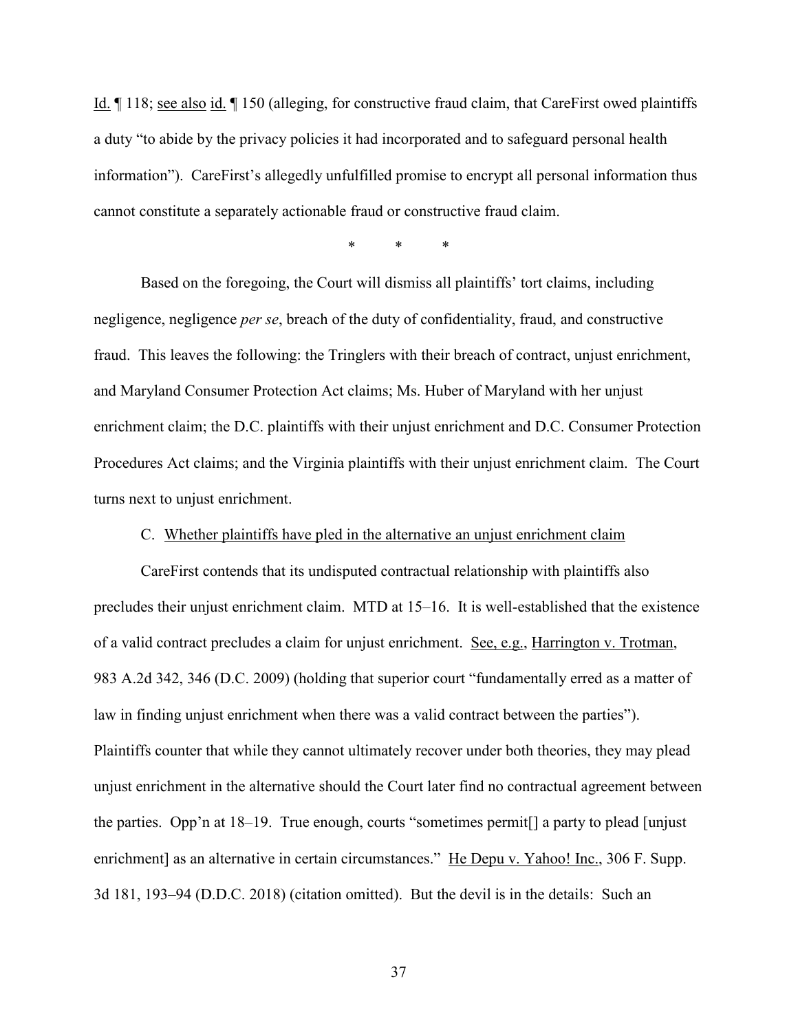Id. ¶ 118; see also id. ¶ 150 (alleging, for constructive fraud claim, that CareFirst owed plaintiffs a duty "to abide by the privacy policies it had incorporated and to safeguard personal health information"). CareFirst's allegedly unfulfilled promise to encrypt all personal information thus cannot constitute a separately actionable fraud or constructive fraud claim.

\* \* \*

Based on the foregoing, the Court will dismiss all plaintiffs' tort claims, including negligence, negligence *per se*, breach of the duty of confidentiality, fraud, and constructive fraud. This leaves the following: the Tringlers with their breach of contract, unjust enrichment, and Maryland Consumer Protection Act claims; Ms. Huber of Maryland with her unjust enrichment claim; the D.C. plaintiffs with their unjust enrichment and D.C. Consumer Protection Procedures Act claims; and the Virginia plaintiffs with their unjust enrichment claim. The Court turns next to unjust enrichment.

C. Whether plaintiffs have pled in the alternative an unjust enrichment claim

CareFirst contends that its undisputed contractual relationship with plaintiffs also precludes their unjust enrichment claim. MTD at 15–16. It is well-established that the existence of a valid contract precludes a claim for unjust enrichment. See, e.g., Harrington v. Trotman, 983 A.2d 342, 346 (D.C. 2009) (holding that superior court "fundamentally erred as a matter of law in finding unjust enrichment when there was a valid contract between the parties"). Plaintiffs counter that while they cannot ultimately recover under both theories, they may plead unjust enrichment in the alternative should the Court later find no contractual agreement between the parties. Opp'n at 18–19. True enough, courts "sometimes permit[] a party to plead [unjust enrichment] as an alternative in certain circumstances." He Depu v. Yahoo! Inc., 306 F. Supp. 3d 181, 193–94 (D.D.C. 2018) (citation omitted). But the devil is in the details: Such an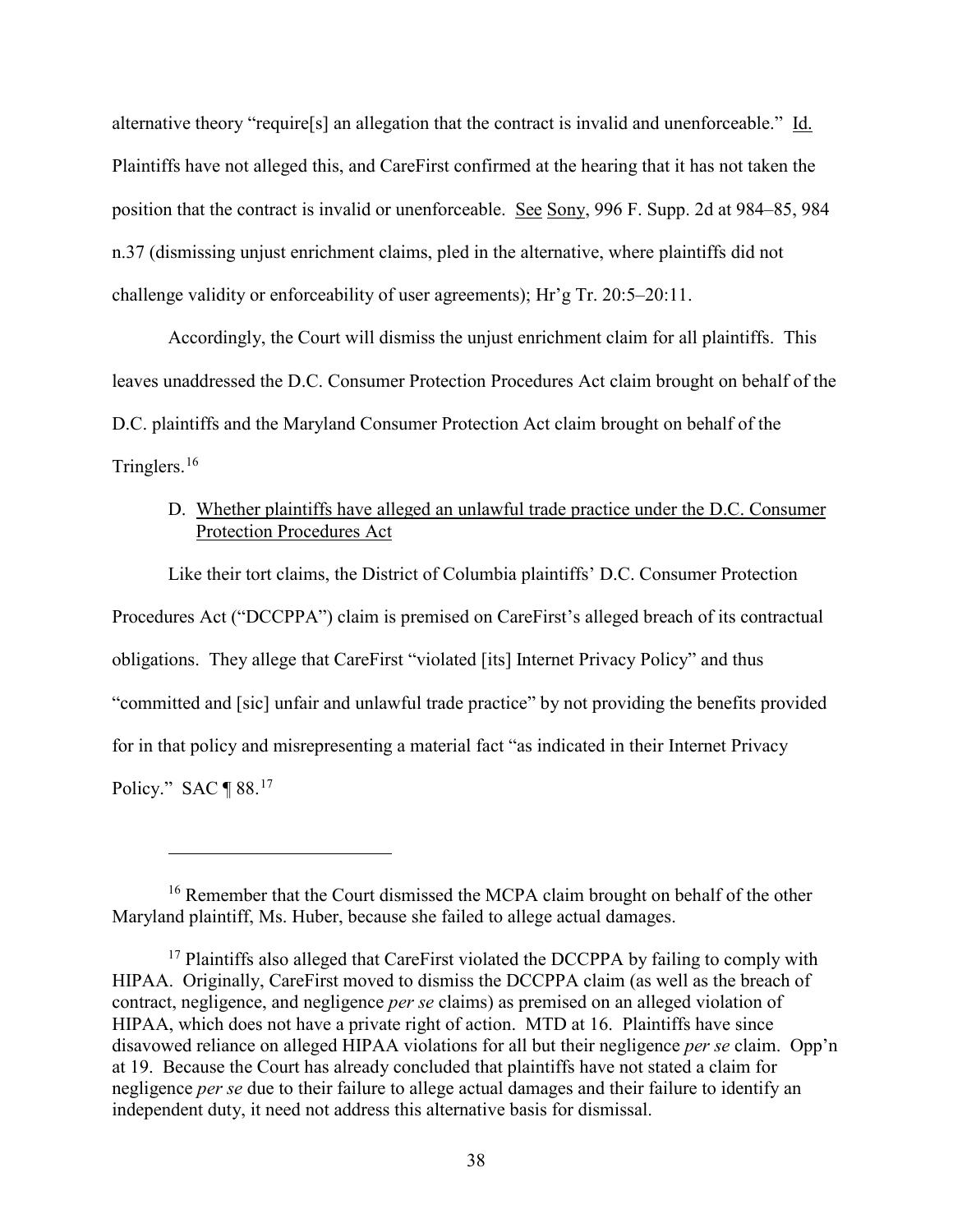alternative theory "require[s] an allegation that the contract is invalid and unenforceable." Id. Plaintiffs have not alleged this, and CareFirst confirmed at the hearing that it has not taken the position that the contract is invalid or unenforceable. See Sony, 996 F. Supp. 2d at 984–85, 984 n.37 (dismissing unjust enrichment claims, pled in the alternative, where plaintiffs did not challenge validity or enforceability of user agreements); Hr'g Tr. 20:5–20:11.

Accordingly, the Court will dismiss the unjust enrichment claim for all plaintiffs. This leaves unaddressed the D.C. Consumer Protection Procedures Act claim brought on behalf of the D.C. plaintiffs and the Maryland Consumer Protection Act claim brought on behalf of the Tringlers.[16]

D. Whether plaintiffs have alleged an unlawful trade practice under the D.C. Consumer Protection Procedures Act

Like their tort claims, the District of Columbia plaintiffs' D.C. Consumer Protection Procedures Act ("DCCPPA") claim is premised on CareFirst's alleged breach of its contractual obligations. They allege that CareFirst "violated [its] Internet Privacy Policy" and thus "committed and [sic] unfair and unlawful trade practice" by not providing the benefits provided for in that policy and misrepresenting a material fact "as indicated in their Internet Privacy Policy." SAC ¶ 88.[17]

---

[16] Remember that the Court dismissed the MCPA claim brought on behalf of the other Maryland plaintiff, Ms. Huber, because she failed to allege actual damages.

[17] Plaintiffs also alleged that CareFirst violated the DCCPPA by failing to comply with HIPAA. Originally, CareFirst moved to dismiss the DCCPPA claim (as well as the breach of contract, negligence, and negligence *per se* claims) as premised on an alleged violation of HIPAA, which does not have a private right of action. MTD at 16. Plaintiffs have since disavowed reliance on alleged HIPAA violations for all but their negligence *per se* claim. Opp'n at 19. Because the Court has already concluded that plaintiffs have not stated a claim for negligence *per se* due to their failure to allege actual damages and their failure to identify an independent duty, it need not address this alternative basis for dismissal.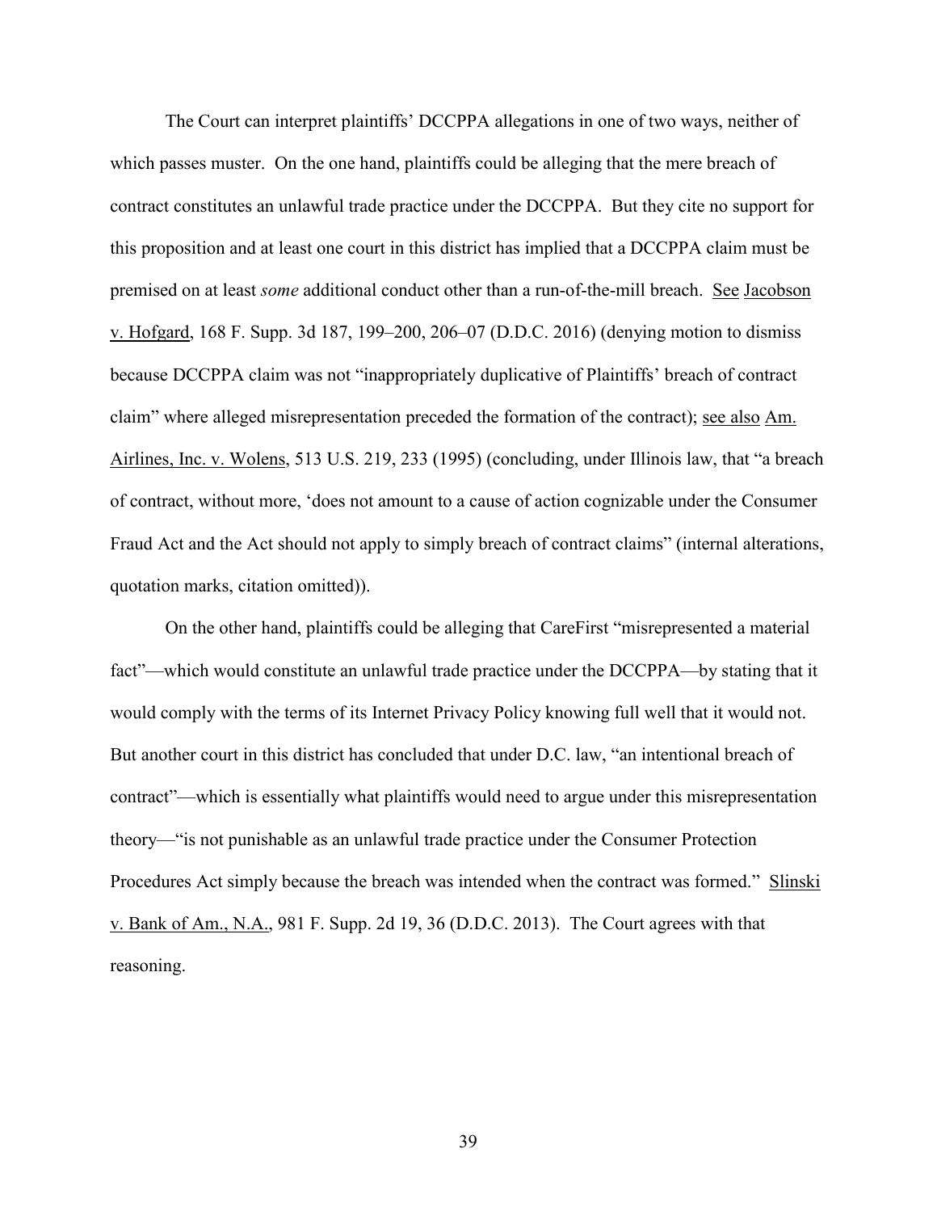The Court can interpret plaintiffs' DCCPPA allegations in one of two ways, neither of which passes muster. On the one hand, plaintiffs could be alleging that the mere breach of contract constitutes an unlawful trade practice under the DCCPPA. But they cite no support for this proposition and at least one court in this district has implied that a DCCPPA claim must be premised on at least *some* additional conduct other than a run-of-the-mill breach. See Jacobson v. Hofgard, 168 F. Supp. 3d 187, 199–200, 206–07 (D.D.C. 2016) (denying motion to dismiss because DCCPPA claim was not "inappropriately duplicative of Plaintiffs' breach of contract claim" where alleged misrepresentation preceded the formation of the contract); see also Am. Airlines, Inc. v. Wolens, 513 U.S. 219, 233 (1995) (concluding, under Illinois law, that "a breach of contract, without more, 'does not amount to a cause of action cognizable under the Consumer Fraud Act and the Act should not apply to simply breach of contract claims" (internal alterations, quotation marks, citation omitted)).

On the other hand, plaintiffs could be alleging that CareFirst "misrepresented a material fact"—which would constitute an unlawful trade practice under the DCCPPA—by stating that it would comply with the terms of its Internet Privacy Policy knowing full well that it would not. But another court in this district has concluded that under D.C. law, "an intentional breach of contract"—which is essentially what plaintiffs would need to argue under this misrepresentation theory—"is not punishable as an unlawful trade practice under the Consumer Protection Procedures Act simply because the breach was intended when the contract was formed." Slinski v. Bank of Am., N.A., 981 F. Supp. 2d 19, 36 (D.D.C. 2013). The Court agrees with that reasoning.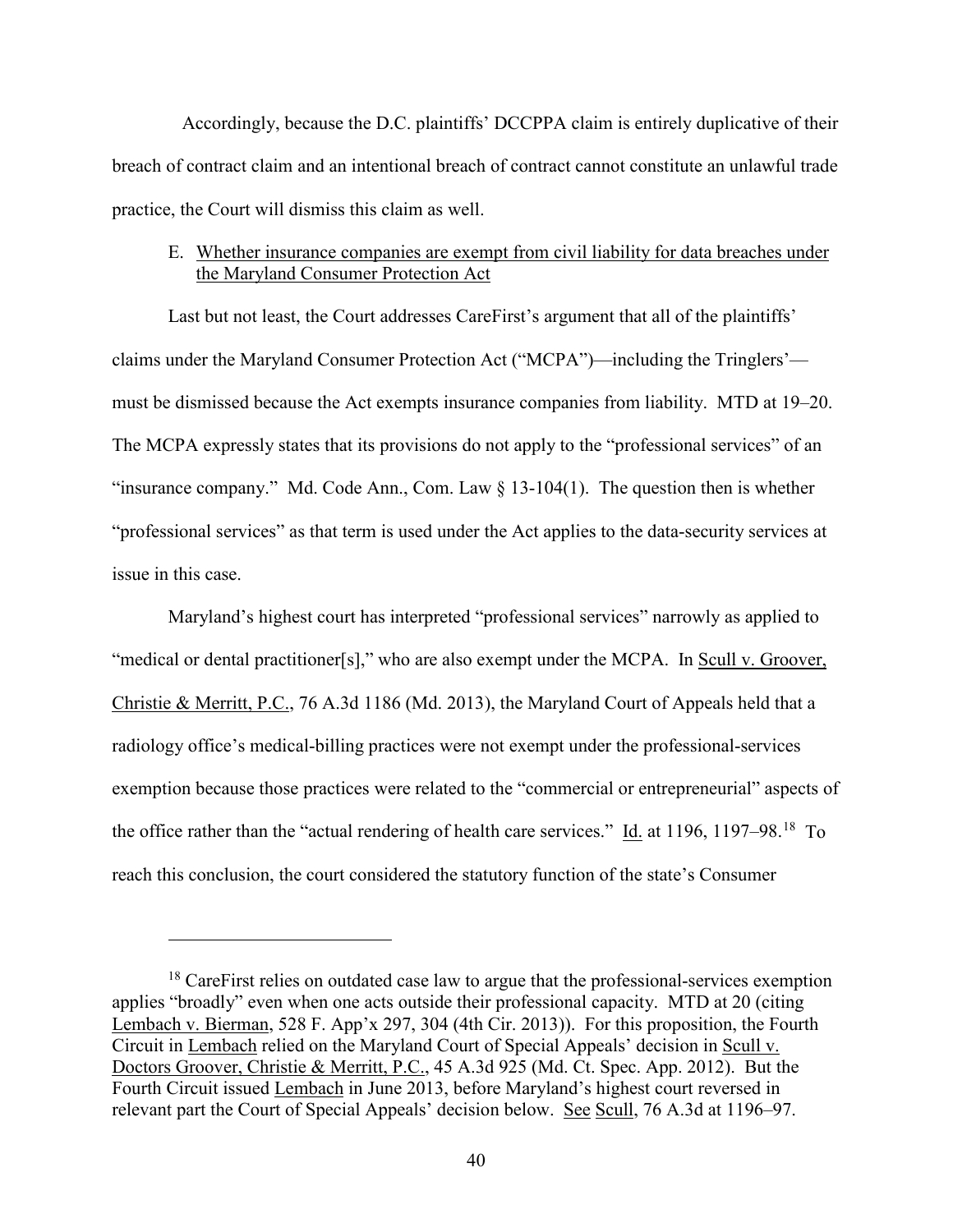Accordingly, because the D.C. plaintiffs' DCCPPA claim is entirely duplicative of their breach of contract claim and an intentional breach of contract cannot constitute an unlawful trade practice, the Court will dismiss this claim as well.

E. Whether insurance companies are exempt from civil liability for data breaches under the Maryland Consumer Protection Act

Last but not least, the Court addresses CareFirst's argument that all of the plaintiffs' claims under the Maryland Consumer Protection Act ("MCPA")—including the Tringlers'—must be dismissed because the Act exempts insurance companies from liability. MTD at 19–20. The MCPA expressly states that its provisions do not apply to the "professional services" of an "insurance company." Md. Code Ann., Com. Law § 13-104(1). The question then is whether "professional services" as that term is used under the Act applies to the data-security services at issue in this case.

Maryland's highest court has interpreted "professional services" narrowly as applied to "medical or dental practitioner[s]," who are also exempt under the MCPA. In Scull v. Groover, Christie & Merritt, P.C., 76 A.3d 1186 (Md. 2013), the Maryland Court of Appeals held that a radiology office's medical-billing practices were not exempt under the professional-services exemption because those practices were related to the "commercial or entrepreneurial" aspects of the office rather than the "actual rendering of health care services." Id. at 1196, 1197–98.[18] To reach this conclusion, the court considered the statutory function of the state's Consumer

---

[18] CareFirst relies on outdated case law to argue that the professional-services exemption applies "broadly" even when one acts outside their professional capacity. MTD at 20 (citing Lembach v. Bierman, 528 F. App'x 297, 304 (4th Cir. 2013)). For this proposition, the Fourth Circuit in Lembach relied on the Maryland Court of Special Appeals' decision in Scull v. Doctors Groover, Christie & Merritt, P.C., 45 A.3d 925 (Md. Ct. Spec. App. 2012). But the Fourth Circuit issued Lembach in June 2013, before Maryland's highest court reversed in relevant part the Court of Special Appeals' decision below. See Scull, 76 A.3d at 1196–97.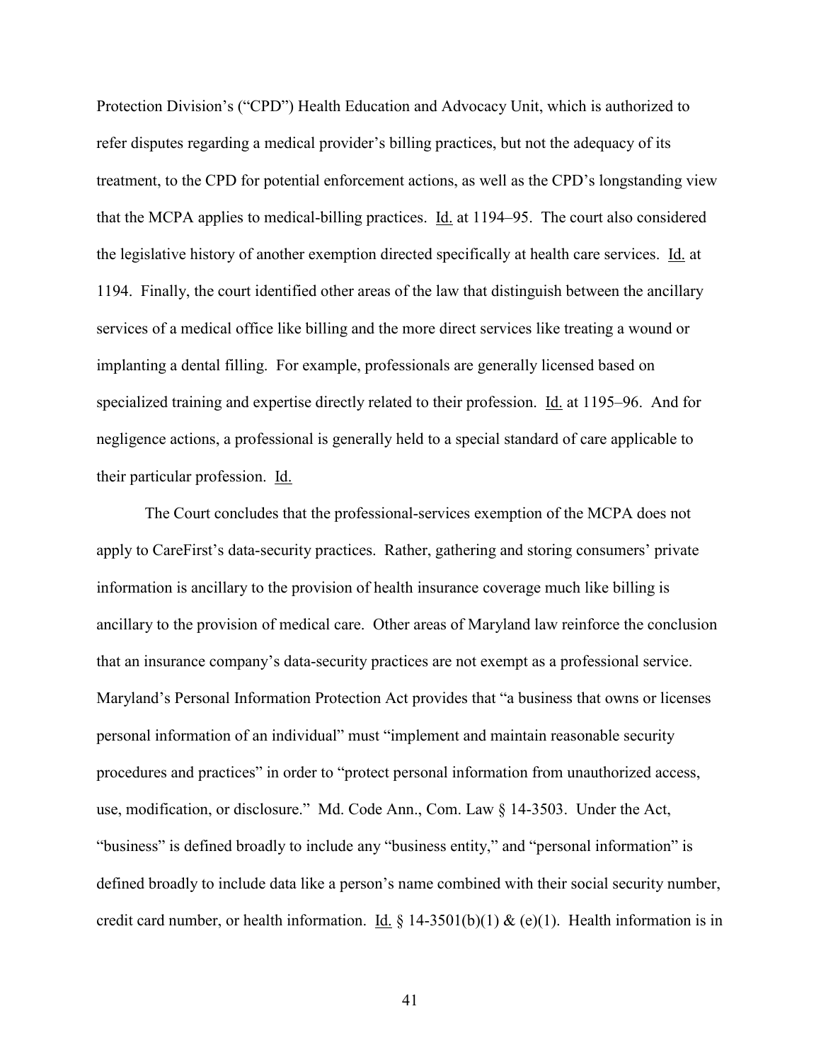Protection Division's ("CPD") Health Education and Advocacy Unit, which is authorized to refer disputes regarding a medical provider's billing practices, but not the adequacy of its treatment, to the CPD for potential enforcement actions, as well as the CPD's longstanding view that the MCPA applies to medical-billing practices. Id. at 1194–95. The court also considered the legislative history of another exemption directed specifically at health care services. Id. at 1194. Finally, the court identified other areas of the law that distinguish between the ancillary services of a medical office like billing and the more direct services like treating a wound or implanting a dental filling. For example, professionals are generally licensed based on specialized training and expertise directly related to their profession. Id. at 1195–96. And for negligence actions, a professional is generally held to a special standard of care applicable to their particular profession. Id.

The Court concludes that the professional-services exemption of the MCPA does not apply to CareFirst's data-security practices. Rather, gathering and storing consumers' private information is ancillary to the provision of health insurance coverage much like billing is ancillary to the provision of medical care. Other areas of Maryland law reinforce the conclusion that an insurance company's data-security practices are not exempt as a professional service. Maryland's Personal Information Protection Act provides that "a business that owns or licenses personal information of an individual" must "implement and maintain reasonable security procedures and practices" in order to "protect personal information from unauthorized access, use, modification, or disclosure." Md. Code Ann., Com. Law § 14-3503. Under the Act, "business" is defined broadly to include any "business entity," and "personal information" is defined broadly to include data like a person's name combined with their social security number, credit card number, or health information. Id. § 14-3501(b)(1) & (e)(1). Health information is in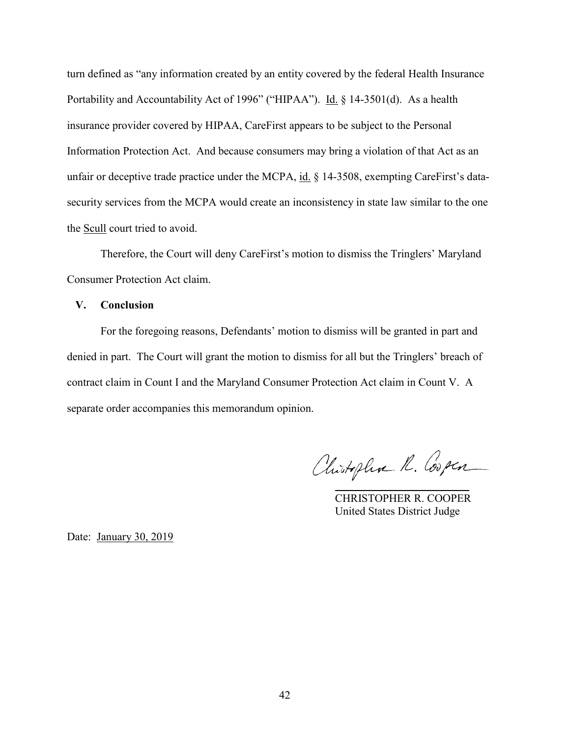turn defined as "any information created by an entity covered by the federal Health Insurance Portability and Accountability Act of 1996" ("HIPAA"). Id. § 14-3501(d). As a health insurance provider covered by HIPAA, CareFirst appears to be subject to the Personal Information Protection Act. And because consumers may bring a violation of that Act as an unfair or deceptive trade practice under the MCPA, id. § 14-3508, exempting CareFirst's data-security services from the MCPA would create an inconsistency in state law similar to the one the Scull court tried to avoid.

Therefore, the Court will deny CareFirst's motion to dismiss the Tringlers' Maryland Consumer Protection Act claim.

## V. Conclusion

For the foregoing reasons, Defendants' motion to dismiss will be granted in part and denied in part. The Court will grant the motion to dismiss for all but the Tringlers' breach of contract claim in Count I and the Maryland Consumer Protection Act claim in Count V. A separate order accompanies this memorandum opinion.

Christopher R. Cooper

CHRISTOPHER R. COOPER
United States District Judge

Date: January 30, 2019